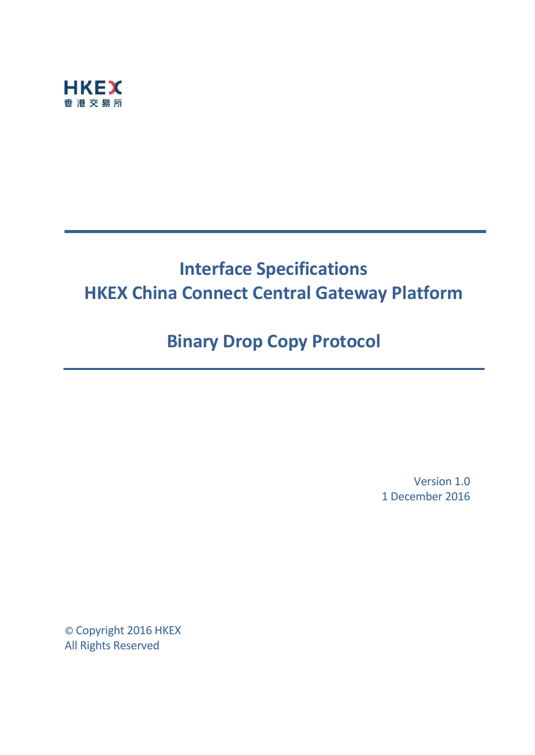HKEX
香港交易所

# Interface Specifications
# HKEX China Connect Central Gateway Platform

# Binary Drop Copy Protocol

Version 1.0
1 December 2016

© Copyright 2016 HKEX
All Rights Reserved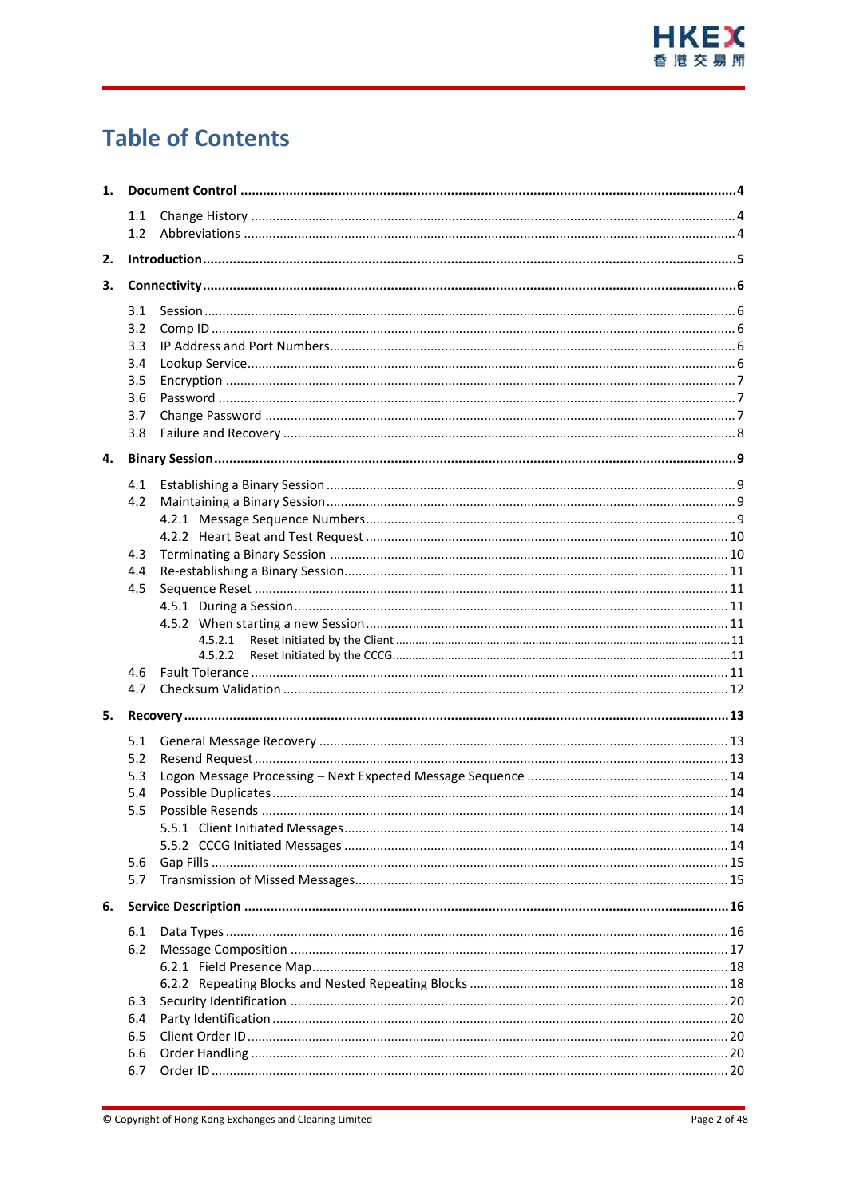# Table of Contents

1. **Document Control** ... **4**
   - 1.1 Change History ... 4
   - 1.2 Abbreviations ... 4
2. **Introduction** ... **5**
3. **Connectivity** ... **6**
   - 3.1 Session ... 6
   - 3.2 Comp ID ... 6
   - 3.3 IP Address and Port Numbers ... 6
   - 3.4 Lookup Service ... 6
   - 3.5 Encryption ... 7
   - 3.6 Password ... 7
   - 3.7 Change Password ... 7
   - 3.8 Failure and Recovery ... 8
4. **Binary Session** ... **9**
   - 4.1 Establishing a Binary Session ... 9
   - 4.2 Maintaining a Binary Session ... 9
     - 4.2.1 Message Sequence Numbers ... 9
     - 4.2.2 Heart Beat and Test Request ... 10
   - 4.3 Terminating a Binary Session ... 10
   - 4.4 Re-establishing a Binary Session ... 11
   - 4.5 Sequence Reset ... 11
     - 4.5.1 During a Session ... 11
     - 4.5.2 When starting a new Session ... 11
       - 4.5.2.1 Reset Initiated by the Client ... 11
       - 4.5.2.2 Reset Initiated by the CCCG ... 11
   - 4.6 Fault Tolerance ... 11
   - 4.7 Checksum Validation ... 12
5. **Recovery** ... **13**
   - 5.1 General Message Recovery ... 13
   - 5.2 Resend Request ... 13
   - 5.3 Logon Message Processing – Next Expected Message Sequence ... 14
   - 5.4 Possible Duplicates ... 14
   - 5.5 Possible Resends ... 14
     - 5.5.1 Client Initiated Messages ... 14
     - 5.5.2 CCCG Initiated Messages ... 14
   - 5.6 Gap Fills ... 15
   - 5.7 Transmission of Missed Messages ... 15
6. **Service Description** ... **16**
   - 6.1 Data Types ... 16
   - 6.2 Message Composition ... 17
     - 6.2.1 Field Presence Map ... 18
     - 6.2.2 Repeating Blocks and Nested Repeating Blocks ... 18
   - 6.3 Security Identification ... 20
   - 6.4 Party Identification ... 20
   - 6.5 Client Order ID ... 20
   - 6.6 Order Handling ... 20
   - 6.7 Order ID ... 20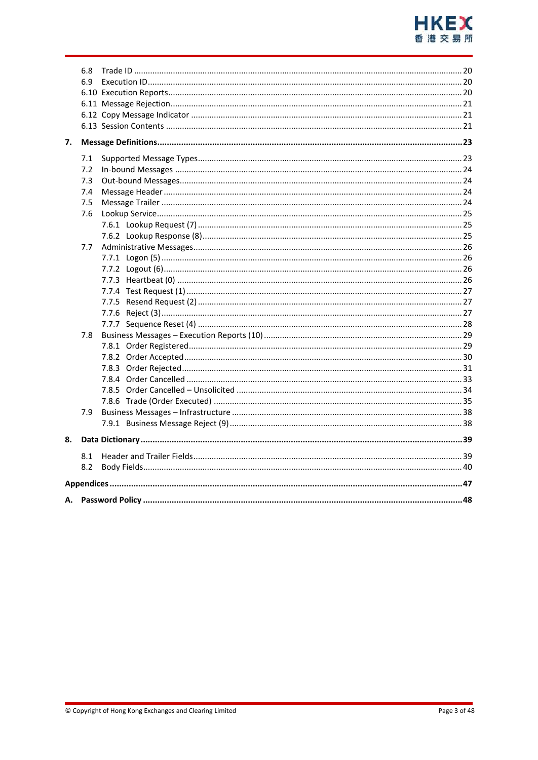- 6.8 Trade ID ........ 20
- 6.9 Execution ID ........ 20
- 6.10 Execution Reports ........ 20
- 6.11 Message Rejection ........ 21
- 6.12 Copy Message Indicator ........ 21
- 6.13 Session Contents ........ 21

**7. Message Definitions ........ 23**

- 7.1 Supported Message Types ........ 23
- 7.2 In-bound Messages ........ 24
- 7.3 Out-bound Messages ........ 24
- 7.4 Message Header ........ 24
- 7.5 Message Trailer ........ 24
- 7.6 Lookup Service ........ 25
  - 7.6.1 Lookup Request (7) ........ 25
  - 7.6.2 Lookup Response (8) ........ 25
- 7.7 Administrative Messages ........ 26
  - 7.7.1 Logon (5) ........ 26
  - 7.7.2 Logout (6) ........ 26
  - 7.7.3 Heartbeat (0) ........ 26
  - 7.7.4 Test Request (1) ........ 27
  - 7.7.5 Resend Request (2) ........ 27
  - 7.7.6 Reject (3) ........ 27
  - 7.7.7 Sequence Reset (4) ........ 28
- 7.8 Business Messages – Execution Reports (10) ........ 29
  - 7.8.1 Order Registered ........ 29
  - 7.8.2 Order Accepted ........ 30
  - 7.8.3 Order Rejected ........ 31
  - 7.8.4 Order Cancelled ........ 33
  - 7.8.5 Order Cancelled – Unsolicited ........ 34
  - 7.8.6 Trade (Order Executed) ........ 35
- 7.9 Business Messages – Infrastructure ........ 38
  - 7.9.1 Business Message Reject (9) ........ 38

**8. Data Dictionary ........ 39**

- 8.1 Header and Trailer Fields ........ 39
- 8.2 Body Fields ........ 40

**Appendices ........ 47**

**A. Password Policy ........ 48**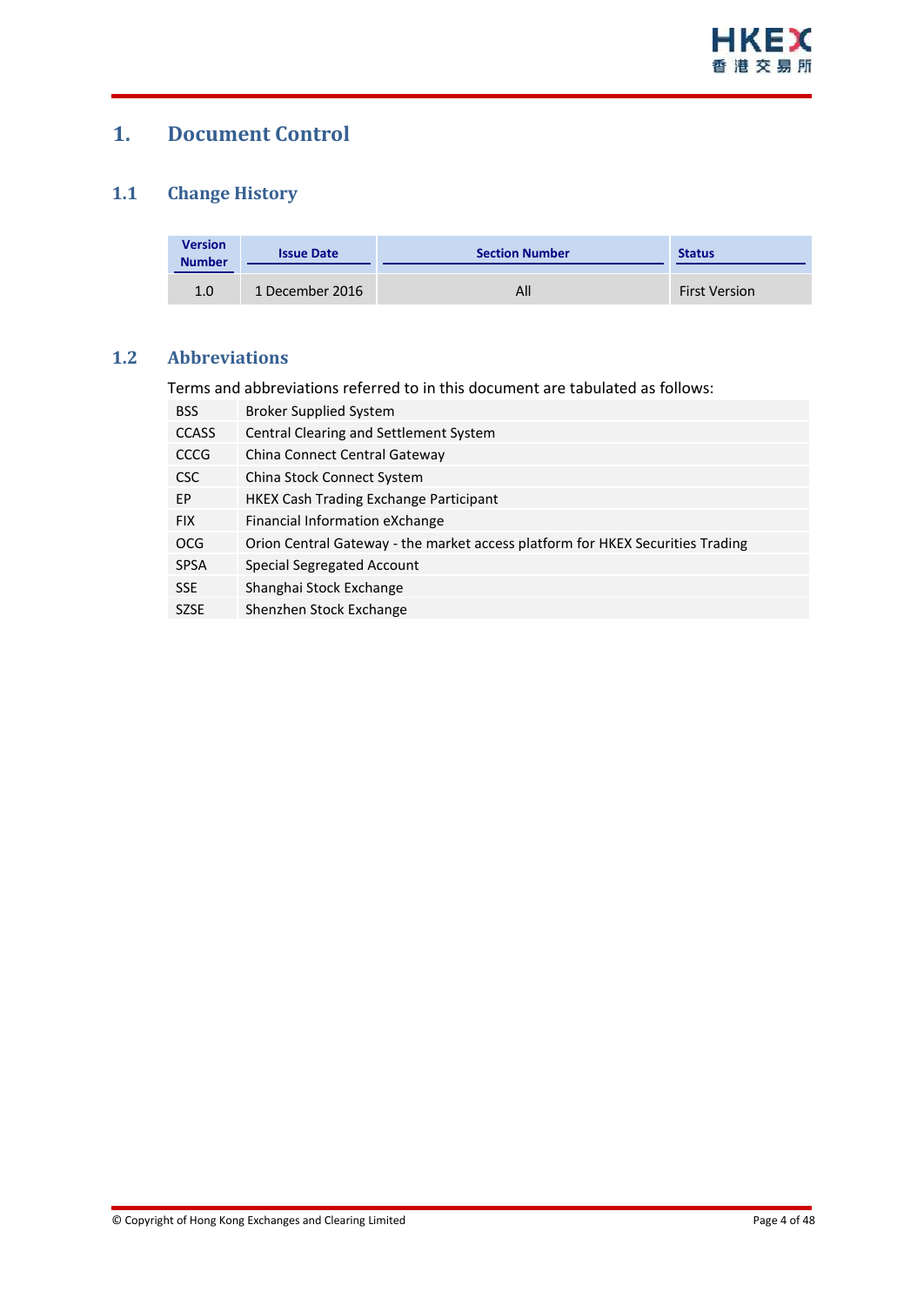# 1. Document Control

## 1.1 Change History

| Version Number | Issue Date | Section Number | Status |
|---|---|---|---|
| 1.0 | 1 December 2016 | All | First Version |

## 1.2 Abbreviations

Terms and abbreviations referred to in this document are tabulated as follows:

| | |
|---|---|
| BSS | Broker Supplied System |
| CCASS | Central Clearing and Settlement System |
| CCCG | China Connect Central Gateway |
| CSC | China Stock Connect System |
| EP | HKEX Cash Trading Exchange Participant |
| FIX | Financial Information eXchange |
| OCG | Orion Central Gateway - the market access platform for HKEX Securities Trading |
| SPSA | Special Segregated Account |
| SSE | Shanghai Stock Exchange |
| SZSE | Shenzhen Stock Exchange |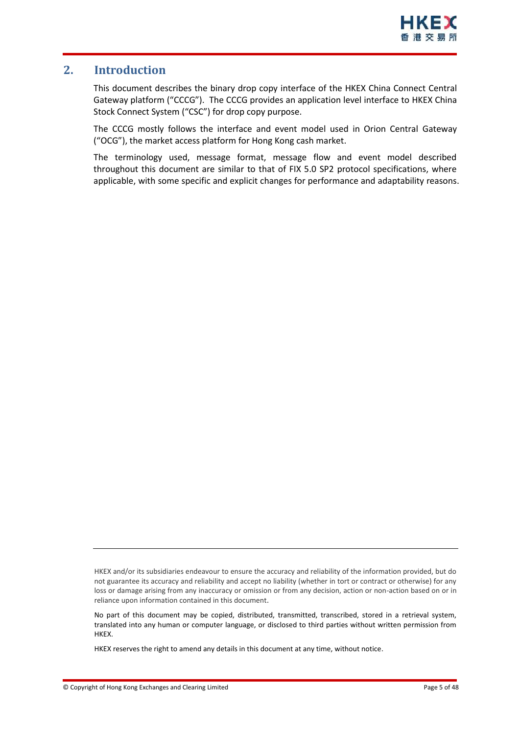## 2. Introduction

This document describes the binary drop copy interface of the HKEX China Connect Central Gateway platform ("CCCG"). The CCCG provides an application level interface to HKEX China Stock Connect System ("CSC") for drop copy purpose.

The CCCG mostly follows the interface and event model used in Orion Central Gateway ("OCG"), the market access platform for Hong Kong cash market.

The terminology used, message format, message flow and event model described throughout this document are similar to that of FIX 5.0 SP2 protocol specifications, where applicable, with some specific and explicit changes for performance and adaptability reasons.

---

HKEX and/or its subsidiaries endeavour to ensure the accuracy and reliability of the information provided, but do not guarantee its accuracy and reliability and accept no liability (whether in tort or contract or otherwise) for any loss or damage arising from any inaccuracy or omission or from any decision, action or non-action based on or in reliance upon information contained in this document.

No part of this document may be copied, distributed, transmitted, transcribed, stored in a retrieval system, translated into any human or computer language, or disclosed to third parties without written permission from HKEX.

HKEX reserves the right to amend any details in this document at any time, without notice.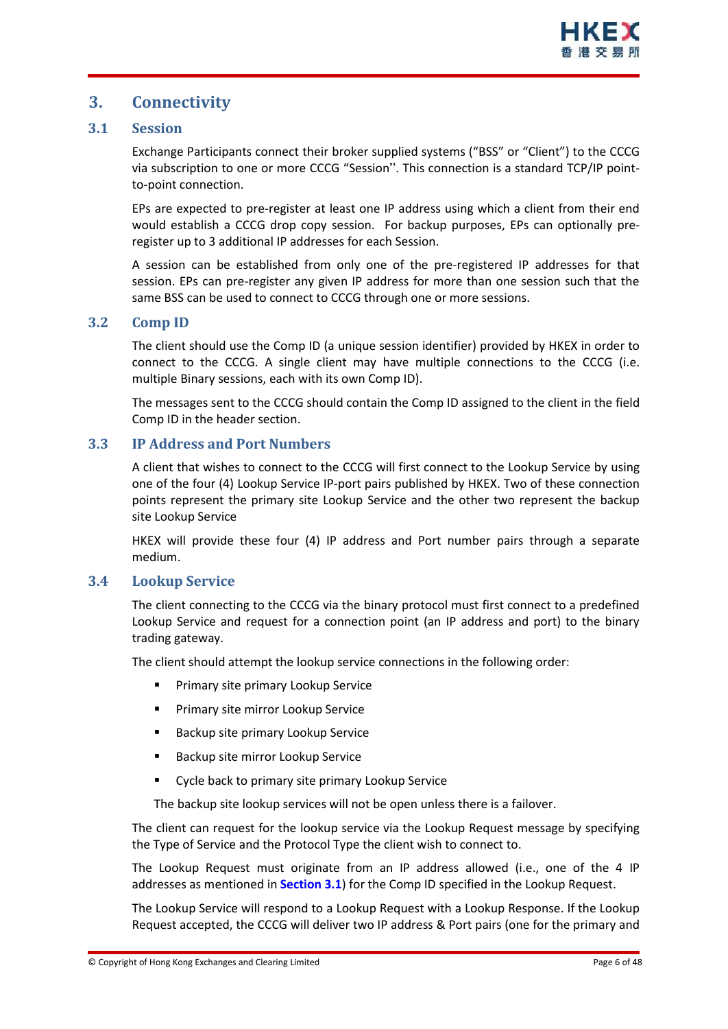# 3. Connectivity

## 3.1 Session

Exchange Participants connect their broker supplied systems ("BSS" or "Client") to the CCCG via subscription to one or more CCCG "Session". This connection is a standard TCP/IP point-to-point connection.

EPs are expected to pre-register at least one IP address using which a client from their end would establish a CCCG drop copy session. For backup purposes, EPs can optionally pre-register up to 3 additional IP addresses for each Session.

A session can be established from only one of the pre-registered IP addresses for that session. EPs can pre-register any given IP address for more than one session such that the same BSS can be used to connect to CCCG through one or more sessions.

## 3.2 Comp ID

The client should use the Comp ID (a unique session identifier) provided by HKEX in order to connect to the CCCG. A single client may have multiple connections to the CCCG (i.e. multiple Binary sessions, each with its own Comp ID).

The messages sent to the CCCG should contain the Comp ID assigned to the client in the field Comp ID in the header section.

## 3.3 IP Address and Port Numbers

A client that wishes to connect to the CCCG will first connect to the Lookup Service by using one of the four (4) Lookup Service IP-port pairs published by HKEX. Two of these connection points represent the primary site Lookup Service and the other two represent the backup site Lookup Service

HKEX will provide these four (4) IP address and Port number pairs through a separate medium.

## 3.4 Lookup Service

The client connecting to the CCCG via the binary protocol must first connect to a predefined Lookup Service and request for a connection point (an IP address and port) to the binary trading gateway.

The client should attempt the lookup service connections in the following order:

- Primary site primary Lookup Service
- Primary site mirror Lookup Service
- Backup site primary Lookup Service
- Backup site mirror Lookup Service
- Cycle back to primary site primary Lookup Service

The backup site lookup services will not be open unless there is a failover.

The client can request for the lookup service via the Lookup Request message by specifying the Type of Service and the Protocol Type the client wish to connect to.

The Lookup Request must originate from an IP address allowed (i.e., one of the 4 IP addresses as mentioned in **Section 3.1**) for the Comp ID specified in the Lookup Request.

The Lookup Service will respond to a Lookup Request with a Lookup Response. If the Lookup Request accepted, the CCCG will deliver two IP address & Port pairs (one for the primary and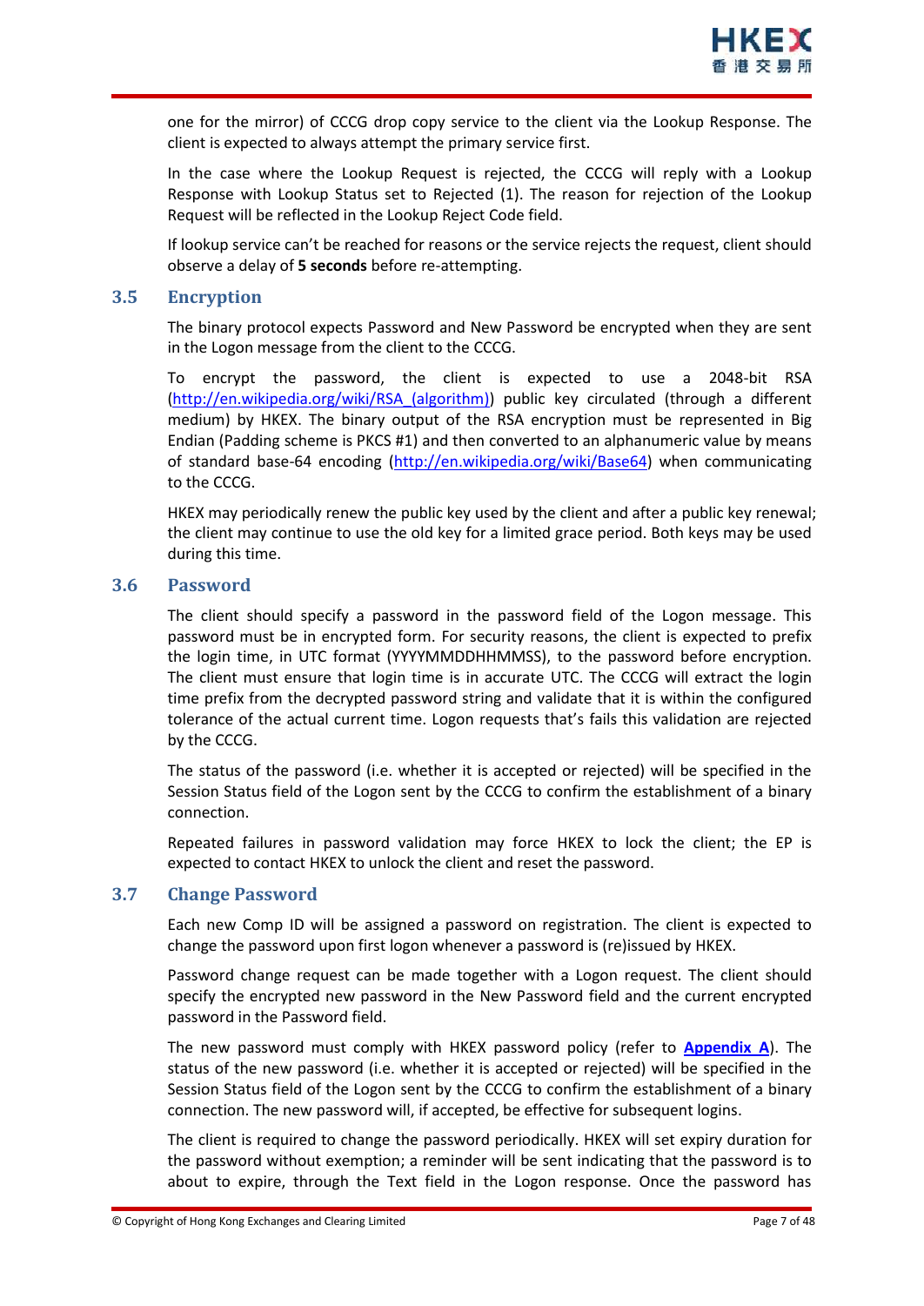one for the mirror) of CCCG drop copy service to the client via the Lookup Response. The client is expected to always attempt the primary service first.

In the case where the Lookup Request is rejected, the CCCG will reply with a Lookup Response with Lookup Status set to Rejected (1). The reason for rejection of the Lookup Request will be reflected in the Lookup Reject Code field.

If lookup service can't be reached for reasons or the service rejects the request, client should observe a delay of **5 seconds** before re-attempting.

## 3.5 Encryption

The binary protocol expects Password and New Password be encrypted when they are sent in the Logon message from the client to the CCCG.

To encrypt the password, the client is expected to use a 2048-bit RSA (http://en.wikipedia.org/wiki/RSA_(algorithm)) public key circulated (through a different medium) by HKEX. The binary output of the RSA encryption must be represented in Big Endian (Padding scheme is PKCS #1) and then converted to an alphanumeric value by means of standard base-64 encoding (http://en.wikipedia.org/wiki/Base64) when communicating to the CCCG.

HKEX may periodically renew the public key used by the client and after a public key renewal; the client may continue to use the old key for a limited grace period. Both keys may be used during this time.

## 3.6 Password

The client should specify a password in the password field of the Logon message. This password must be in encrypted form. For security reasons, the client is expected to prefix the login time, in UTC format (YYYYMMDDHHMMSS), to the password before encryption. The client must ensure that login time is in accurate UTC. The CCCG will extract the login time prefix from the decrypted password string and validate that it is within the configured tolerance of the actual current time. Logon requests that's fails this validation are rejected by the CCCG.

The status of the password (i.e. whether it is accepted or rejected) will be specified in the Session Status field of the Logon sent by the CCCG to confirm the establishment of a binary connection.

Repeated failures in password validation may force HKEX to lock the client; the EP is expected to contact HKEX to unlock the client and reset the password.

## 3.7 Change Password

Each new Comp ID will be assigned a password on registration. The client is expected to change the password upon first logon whenever a password is (re)issued by HKEX.

Password change request can be made together with a Logon request. The client should specify the encrypted new password in the New Password field and the current encrypted password in the Password field.

The new password must comply with HKEX password policy (refer to **Appendix A**). The status of the new password (i.e. whether it is accepted or rejected) will be specified in the Session Status field of the Logon sent by the CCCG to confirm the establishment of a binary connection. The new password will, if accepted, be effective for subsequent logins.

The client is required to change the password periodically. HKEX will set expiry duration for the password without exemption; a reminder will be sent indicating that the password is to about to expire, through the Text field in the Logon response. Once the password has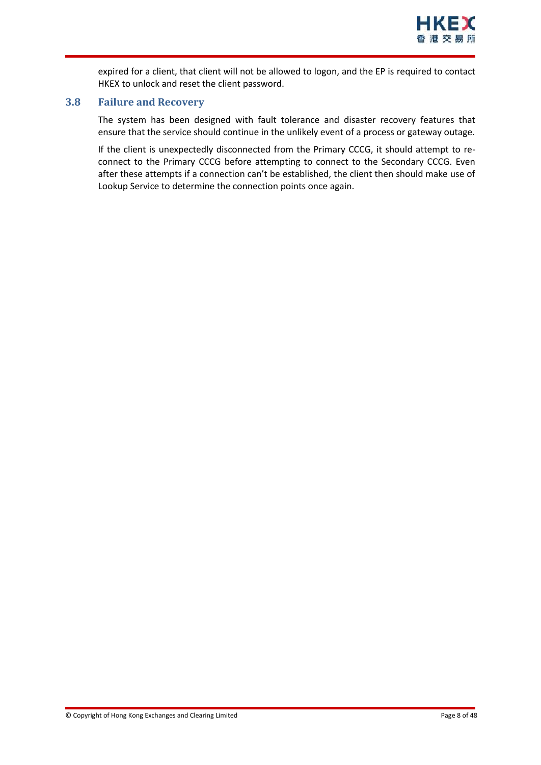expired for a client, that client will not be allowed to logon, and the EP is required to contact HKEX to unlock and reset the client password.

### 3.8 Failure and Recovery

The system has been designed with fault tolerance and disaster recovery features that ensure that the service should continue in the unlikely event of a process or gateway outage.

If the client is unexpectedly disconnected from the Primary CCCG, it should attempt to re-connect to the Primary CCCG before attempting to connect to the Secondary CCCG. Even after these attempts if a connection can't be established, the client then should make use of Lookup Service to determine the connection points once again.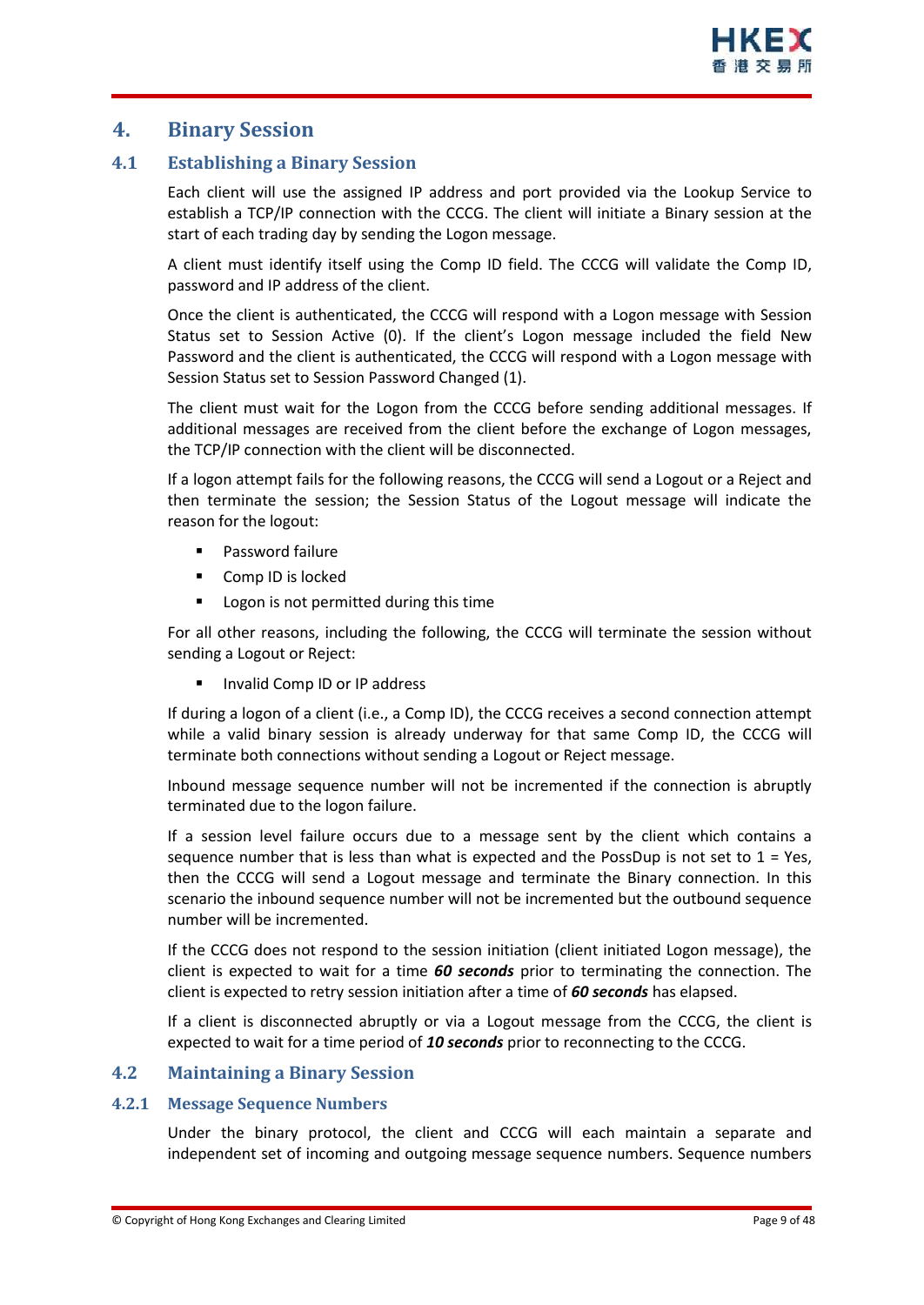# 4. Binary Session

## 4.1 Establishing a Binary Session

Each client will use the assigned IP address and port provided via the Lookup Service to establish a TCP/IP connection with the CCCG. The client will initiate a Binary session at the start of each trading day by sending the Logon message.

A client must identify itself using the Comp ID field. The CCCG will validate the Comp ID, password and IP address of the client.

Once the client is authenticated, the CCCG will respond with a Logon message with Session Status set to Session Active (0). If the client's Logon message included the field New Password and the client is authenticated, the CCCG will respond with a Logon message with Session Status set to Session Password Changed (1).

The client must wait for the Logon from the CCCG before sending additional messages. If additional messages are received from the client before the exchange of Logon messages, the TCP/IP connection with the client will be disconnected.

If a logon attempt fails for the following reasons, the CCCG will send a Logout or a Reject and then terminate the session; the Session Status of the Logout message will indicate the reason for the logout:

- Password failure
- Comp ID is locked
- Logon is not permitted during this time

For all other reasons, including the following, the CCCG will terminate the session without sending a Logout or Reject:

- Invalid Comp ID or IP address

If during a logon of a client (i.e., a Comp ID), the CCCG receives a second connection attempt while a valid binary session is already underway for that same Comp ID, the CCCG will terminate both connections without sending a Logout or Reject message.

Inbound message sequence number will not be incremented if the connection is abruptly terminated due to the logon failure.

If a session level failure occurs due to a message sent by the client which contains a sequence number that is less than what is expected and the PossDup is not set to 1 = Yes, then the CCCG will send a Logout message and terminate the Binary connection. In this scenario the inbound sequence number will not be incremented but the outbound sequence number will be incremented.

If the CCCG does not respond to the session initiation (client initiated Logon message), the client is expected to wait for a time ***60 seconds*** prior to terminating the connection. The client is expected to retry session initiation after a time of ***60 seconds*** has elapsed.

If a client is disconnected abruptly or via a Logout message from the CCCG, the client is expected to wait for a time period of ***10 seconds*** prior to reconnecting to the CCCG.

## 4.2 Maintaining a Binary Session

### 4.2.1 Message Sequence Numbers

Under the binary protocol, the client and CCCG will each maintain a separate and independent set of incoming and outgoing message sequence numbers. Sequence numbers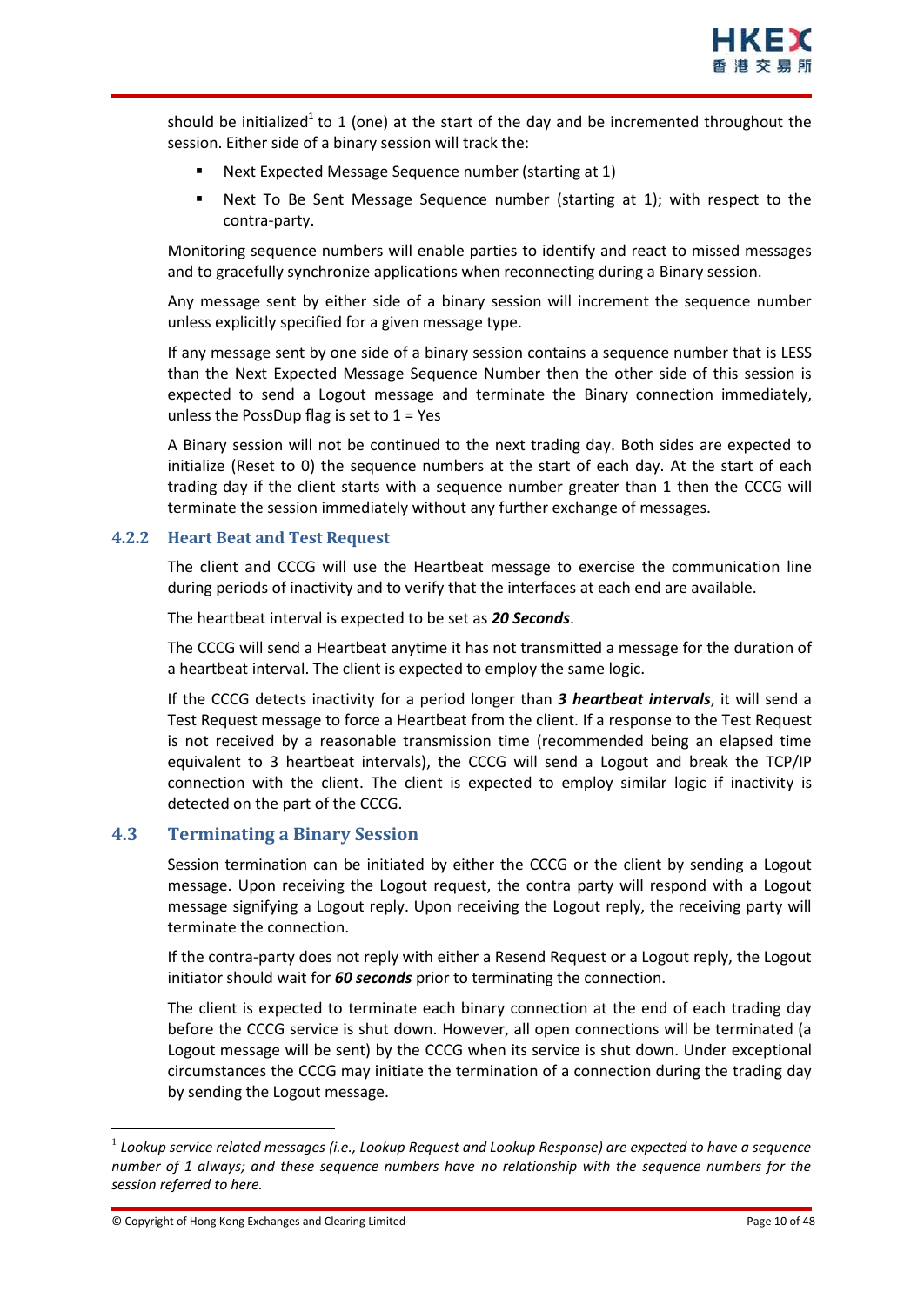should be initialized[1] to 1 (one) at the start of the day and be incremented throughout the session. Either side of a binary session will track the:

- Next Expected Message Sequence number (starting at 1)
- Next To Be Sent Message Sequence number (starting at 1); with respect to the contra-party.

Monitoring sequence numbers will enable parties to identify and react to missed messages and to gracefully synchronize applications when reconnecting during a Binary session.

Any message sent by either side of a binary session will increment the sequence number unless explicitly specified for a given message type.

If any message sent by one side of a binary session contains a sequence number that is LESS than the Next Expected Message Sequence Number then the other side of this session is expected to send a Logout message and terminate the Binary connection immediately, unless the PossDup flag is set to 1 = Yes

A Binary session will not be continued to the next trading day. Both sides are expected to initialize (Reset to 0) the sequence numbers at the start of each day. At the start of each trading day if the client starts with a sequence number greater than 1 then the CCCG will terminate the session immediately without any further exchange of messages.

### 4.2.2 Heart Beat and Test Request

The client and CCCG will use the Heartbeat message to exercise the communication line during periods of inactivity and to verify that the interfaces at each end are available.

The heartbeat interval is expected to be set as ***20 Seconds***.

The CCCG will send a Heartbeat anytime it has not transmitted a message for the duration of a heartbeat interval. The client is expected to employ the same logic.

If the CCCG detects inactivity for a period longer than ***3 heartbeat intervals***, it will send a Test Request message to force a Heartbeat from the client. If a response to the Test Request is not received by a reasonable transmission time (recommended being an elapsed time equivalent to 3 heartbeat intervals), the CCCG will send a Logout and break the TCP/IP connection with the client. The client is expected to employ similar logic if inactivity is detected on the part of the CCCG.

## 4.3 Terminating a Binary Session

Session termination can be initiated by either the CCCG or the client by sending a Logout message. Upon receiving the Logout request, the contra party will respond with a Logout message signifying a Logout reply. Upon receiving the Logout reply, the receiving party will terminate the connection.

If the contra-party does not reply with either a Resend Request or a Logout reply, the Logout initiator should wait for ***60 seconds*** prior to terminating the connection.

The client is expected to terminate each binary connection at the end of each trading day before the CCCG service is shut down. However, all open connections will be terminated (a Logout message will be sent) by the CCCG when its service is shut down. Under exceptional circumstances the CCCG may initiate the termination of a connection during the trading day by sending the Logout message.

---

[1] *Lookup service related messages (i.e., Lookup Request and Lookup Response) are expected to have a sequence number of 1 always; and these sequence numbers have no relationship with the sequence numbers for the session referred to here.*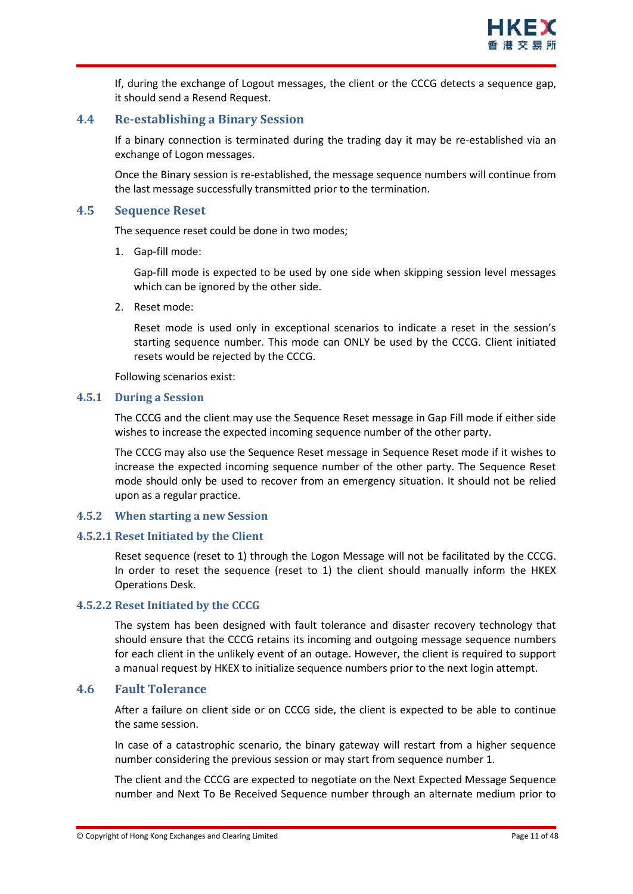If, during the exchange of Logout messages, the client or the CCCG detects a sequence gap, it should send a Resend Request.

## 4.4 Re-establishing a Binary Session

If a binary connection is terminated during the trading day it may be re-established via an exchange of Logon messages.

Once the Binary session is re-established, the message sequence numbers will continue from the last message successfully transmitted prior to the termination.

## 4.5 Sequence Reset

The sequence reset could be done in two modes;

1. Gap-fill mode:

   Gap-fill mode is expected to be used by one side when skipping session level messages which can be ignored by the other side.

2. Reset mode:

   Reset mode is used only in exceptional scenarios to indicate a reset in the session's starting sequence number. This mode can ONLY be used by the CCCG. Client initiated resets would be rejected by the CCCG.

Following scenarios exist:

### 4.5.1 During a Session

The CCCG and the client may use the Sequence Reset message in Gap Fill mode if either side wishes to increase the expected incoming sequence number of the other party.

The CCCG may also use the Sequence Reset message in Sequence Reset mode if it wishes to increase the expected incoming sequence number of the other party. The Sequence Reset mode should only be used to recover from an emergency situation. It should not be relied upon as a regular practice.

### 4.5.2 When starting a new Session

#### 4.5.2.1 Reset Initiated by the Client

Reset sequence (reset to 1) through the Logon Message will not be facilitated by the CCCG. In order to reset the sequence (reset to 1) the client should manually inform the HKEX Operations Desk.

#### 4.5.2.2 Reset Initiated by the CCCG

The system has been designed with fault tolerance and disaster recovery technology that should ensure that the CCCG retains its incoming and outgoing message sequence numbers for each client in the unlikely event of an outage. However, the client is required to support a manual request by HKEX to initialize sequence numbers prior to the next login attempt.

## 4.6 Fault Tolerance

After a failure on client side or on CCCG side, the client is expected to be able to continue the same session.

In case of a catastrophic scenario, the binary gateway will restart from a higher sequence number considering the previous session or may start from sequence number 1.

The client and the CCCG are expected to negotiate on the Next Expected Message Sequence number and Next To Be Received Sequence number through an alternate medium prior to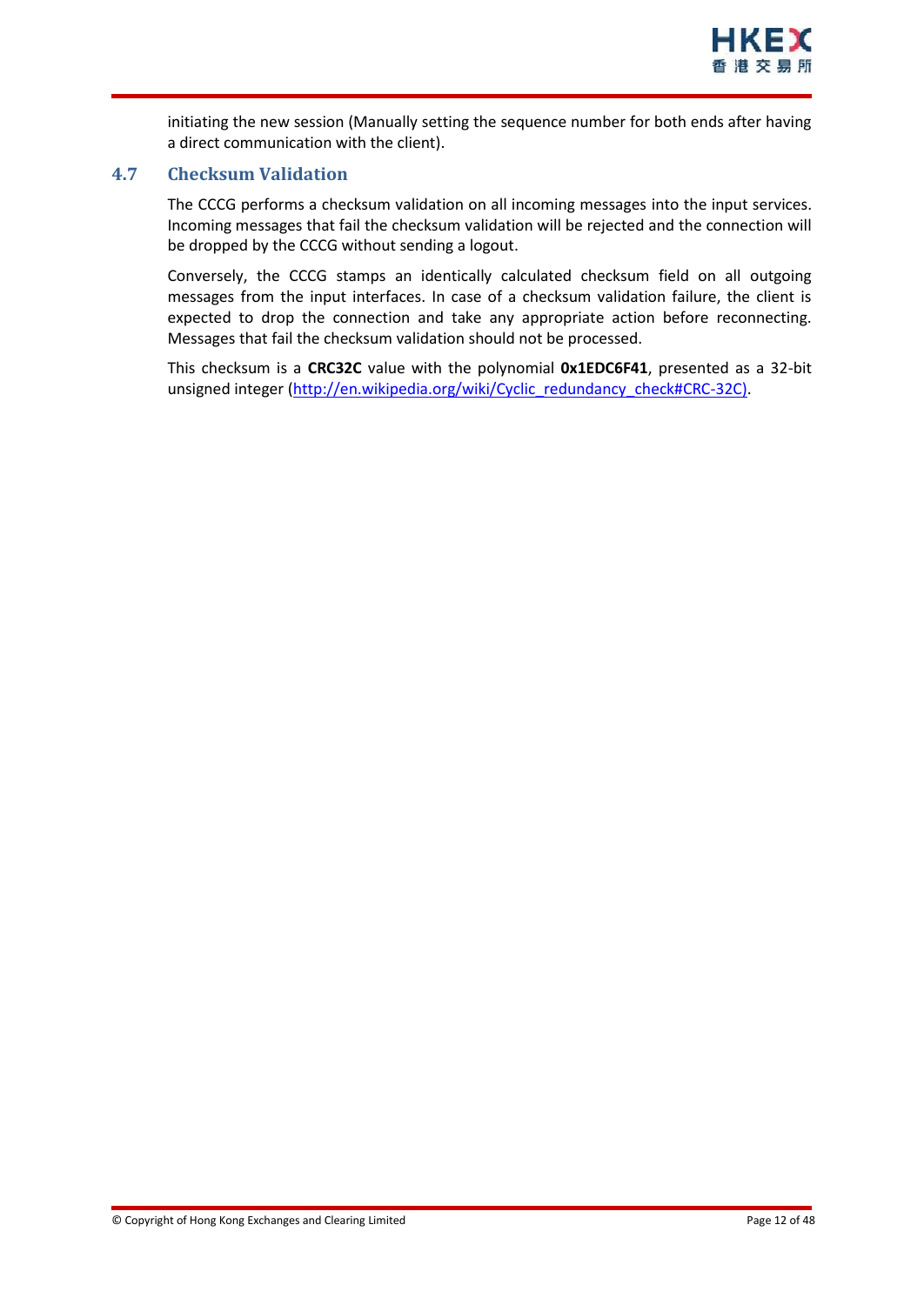initiating the new session (Manually setting the sequence number for both ends after having a direct communication with the client).

## 4.7 Checksum Validation

The CCCG performs a checksum validation on all incoming messages into the input services. Incoming messages that fail the checksum validation will be rejected and the connection will be dropped by the CCCG without sending a logout.

Conversely, the CCCG stamps an identically calculated checksum field on all outgoing messages from the input interfaces. In case of a checksum validation failure, the client is expected to drop the connection and take any appropriate action before reconnecting. Messages that fail the checksum validation should not be processed.

This checksum is a **CRC32C** value with the polynomial **0x1EDC6F41**, presented as a 32-bit unsigned integer (http://en.wikipedia.org/wiki/Cyclic_redundancy_check#CRC-32C).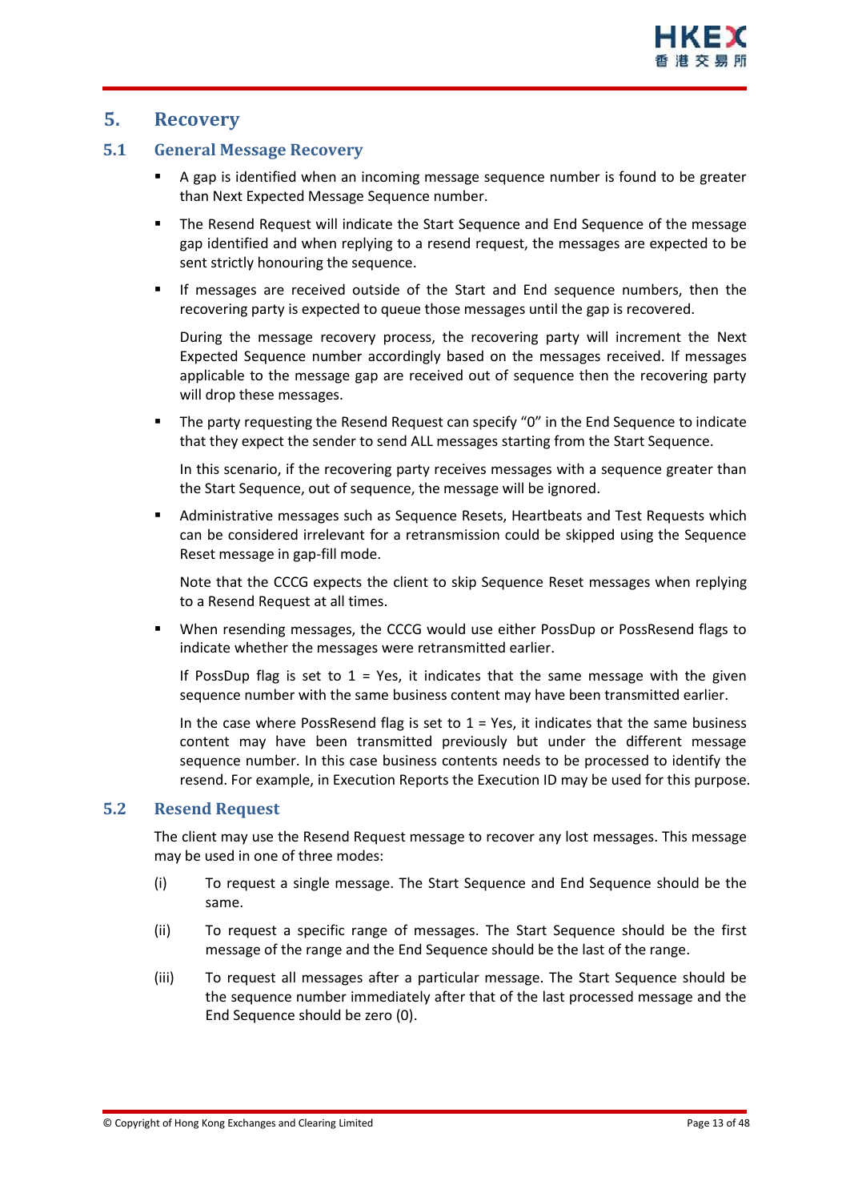# 5. Recovery

## 5.1 General Message Recovery

- A gap is identified when an incoming message sequence number is found to be greater than Next Expected Message Sequence number.
- The Resend Request will indicate the Start Sequence and End Sequence of the message gap identified and when replying to a resend request, the messages are expected to be sent strictly honouring the sequence.
- If messages are received outside of the Start and End sequence numbers, then the recovering party is expected to queue those messages until the gap is recovered.

  During the message recovery process, the recovering party will increment the Next Expected Sequence number accordingly based on the messages received. If messages applicable to the message gap are received out of sequence then the recovering party will drop these messages.

- The party requesting the Resend Request can specify "0" in the End Sequence to indicate that they expect the sender to send ALL messages starting from the Start Sequence.

  In this scenario, if the recovering party receives messages with a sequence greater than the Start Sequence, out of sequence, the message will be ignored.

- Administrative messages such as Sequence Resets, Heartbeats and Test Requests which can be considered irrelevant for a retransmission could be skipped using the Sequence Reset message in gap-fill mode.

  Note that the CCCG expects the client to skip Sequence Reset messages when replying to a Resend Request at all times.

- When resending messages, the CCCG would use either PossDup or PossResend flags to indicate whether the messages were retransmitted earlier.

  If PossDup flag is set to 1 = Yes, it indicates that the same message with the given sequence number with the same business content may have been transmitted earlier.

  In the case where PossResend flag is set to 1 = Yes, it indicates that the same business content may have been transmitted previously but under the different message sequence number. In this case business contents needs to be processed to identify the resend. For example, in Execution Reports the Execution ID may be used for this purpose.

## 5.2 Resend Request

The client may use the Resend Request message to recover any lost messages. This message may be used in one of three modes:

(i) To request a single message. The Start Sequence and End Sequence should be the same.

(ii) To request a specific range of messages. The Start Sequence should be the first message of the range and the End Sequence should be the last of the range.

(iii) To request all messages after a particular message. The Start Sequence should be the sequence number immediately after that of the last processed message and the End Sequence should be zero (0).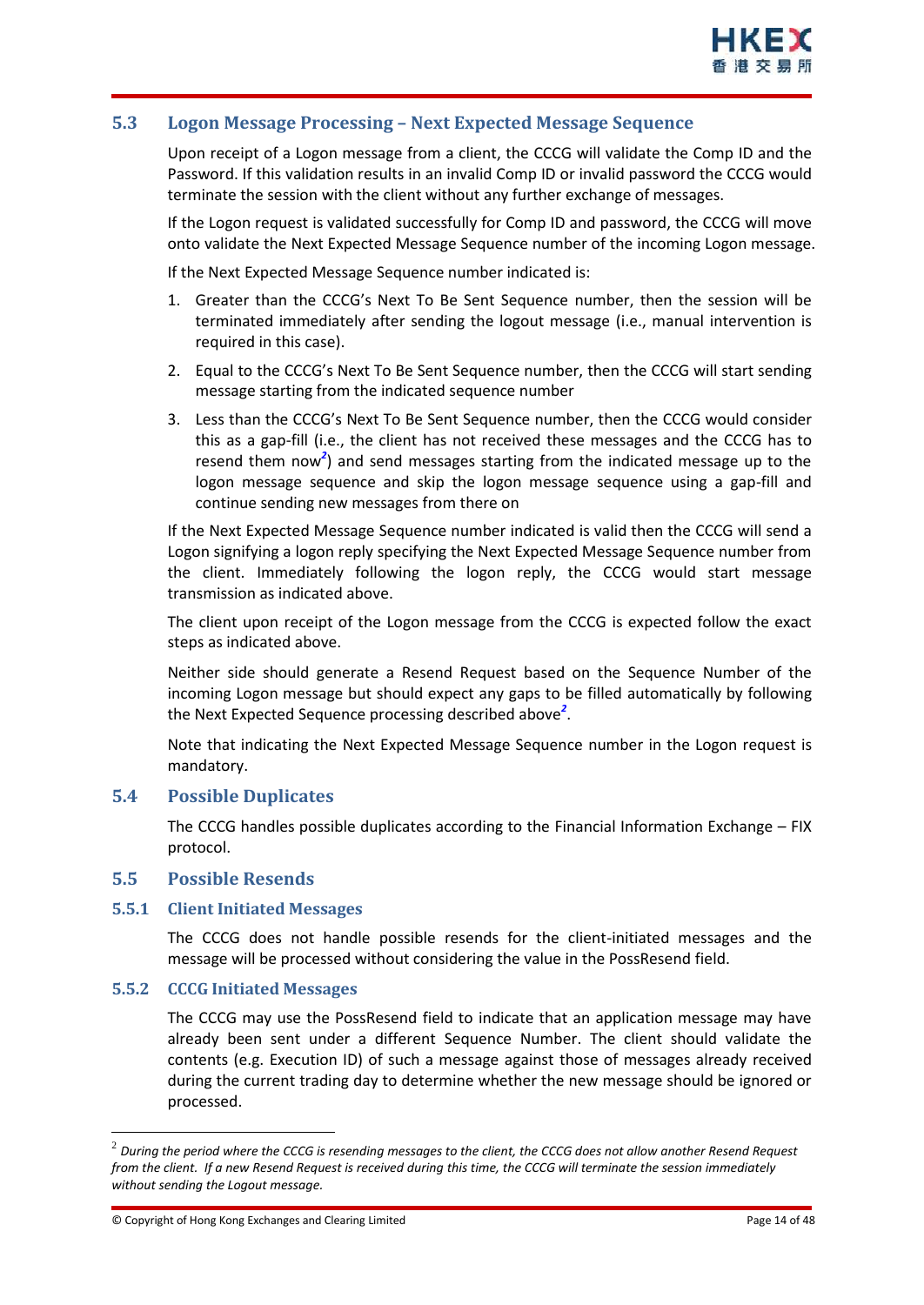## 5.3 Logon Message Processing – Next Expected Message Sequence

Upon receipt of a Logon message from a client, the CCCG will validate the Comp ID and the Password. If this validation results in an invalid Comp ID or invalid password the CCCG would terminate the session with the client without any further exchange of messages.

If the Logon request is validated successfully for Comp ID and password, the CCCG will move onto validate the Next Expected Message Sequence number of the incoming Logon message.

If the Next Expected Message Sequence number indicated is:

1. Greater than the CCCG's Next To Be Sent Sequence number, then the session will be terminated immediately after sending the logout message (i.e., manual intervention is required in this case).
2. Equal to the CCCG's Next To Be Sent Sequence number, then the CCCG will start sending message starting from the indicated sequence number
3. Less than the CCCG's Next To Be Sent Sequence number, then the CCCG would consider this as a gap-fill (i.e., the client has not received these messages and the CCCG has to resend them now[2]) and send messages starting from the indicated message up to the logon message sequence and skip the logon message sequence using a gap-fill and continue sending new messages from there on

If the Next Expected Message Sequence number indicated is valid then the CCCG will send a Logon signifying a logon reply specifying the Next Expected Message Sequence number from the client. Immediately following the logon reply, the CCCG would start message transmission as indicated above.

The client upon receipt of the Logon message from the CCCG is expected follow the exact steps as indicated above.

Neither side should generate a Resend Request based on the Sequence Number of the incoming Logon message but should expect any gaps to be filled automatically by following the Next Expected Sequence processing described above[2].

Note that indicating the Next Expected Message Sequence number in the Logon request is mandatory.

## 5.4 Possible Duplicates

The CCCG handles possible duplicates according to the Financial Information Exchange – FIX protocol.

## 5.5 Possible Resends

### 5.5.1 Client Initiated Messages

The CCCG does not handle possible resends for the client-initiated messages and the message will be processed without considering the value in the PossResend field.

### 5.5.2 CCCG Initiated Messages

The CCCG may use the PossResend field to indicate that an application message may have already been sent under a different Sequence Number. The client should validate the contents (e.g. Execution ID) of such a message against those of messages already received during the current trading day to determine whether the new message should be ignored or processed.

---

[2] *During the period where the CCCG is resending messages to the client, the CCCG does not allow another Resend Request from the client. If a new Resend Request is received during this time, the CCCG will terminate the session immediately without sending the Logout message.*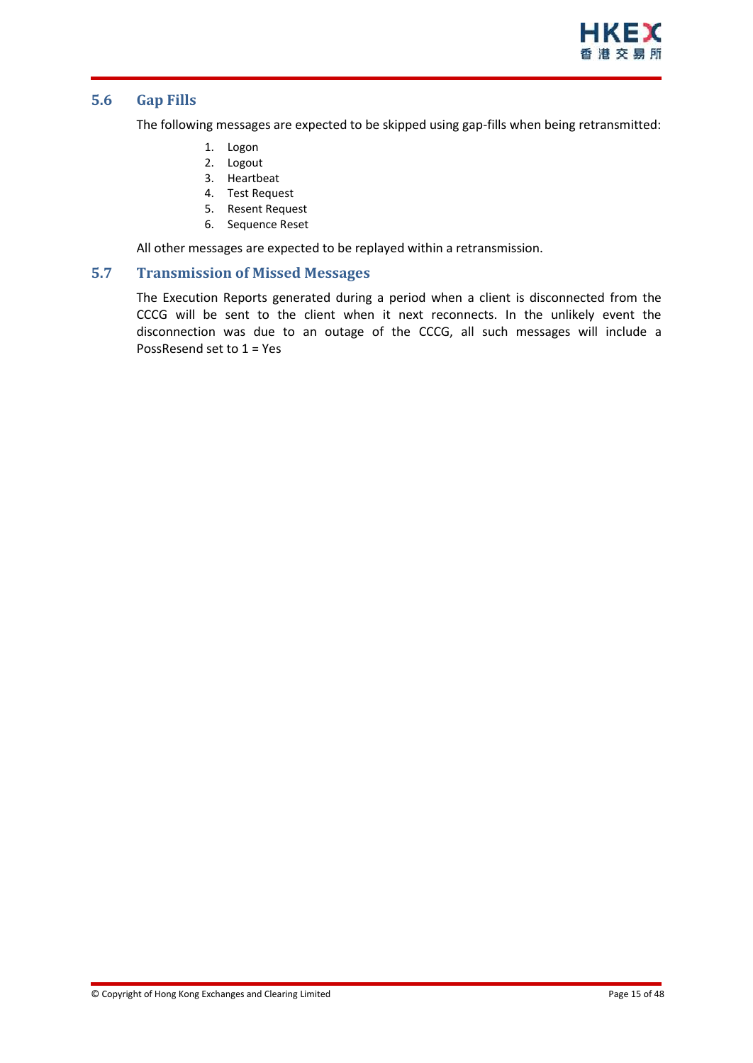## 5.6 Gap Fills

The following messages are expected to be skipped using gap-fills when being retransmitted:

1. Logon
2. Logout
3. Heartbeat
4. Test Request
5. Resent Request
6. Sequence Reset

All other messages are expected to be replayed within a retransmission.

## 5.7 Transmission of Missed Messages

The Execution Reports generated during a period when a client is disconnected from the CCCG will be sent to the client when it next reconnects. In the unlikely event the disconnection was due to an outage of the CCCG, all such messages will include a PossResend set to 1 = Yes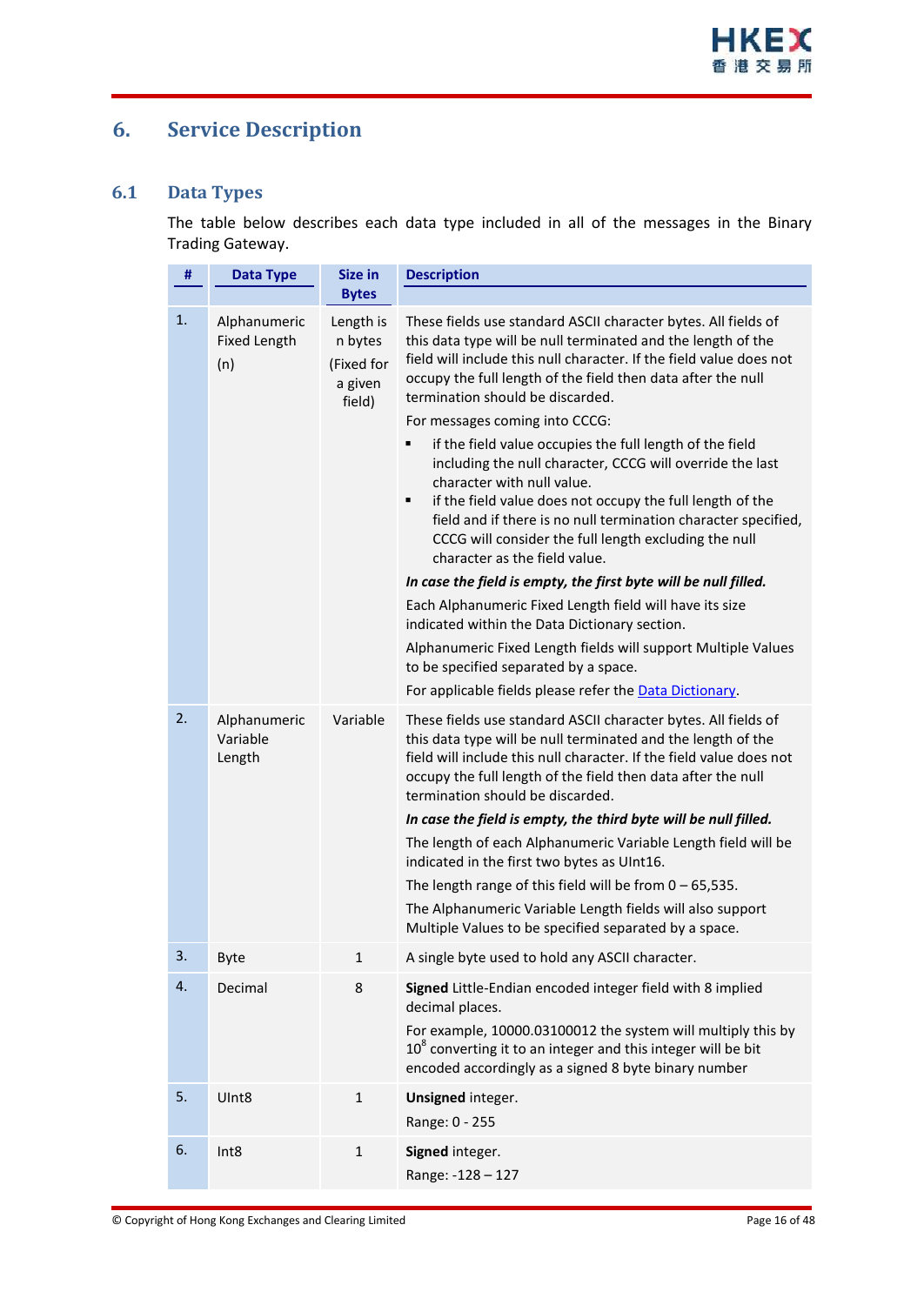# 6. Service Description

## 6.1 Data Types

The table below describes each data type included in all of the messages in the Binary Trading Gateway.

| # | Data Type | Size in Bytes | Description |
|---|---|---|---|
| 1. | Alphanumeric Fixed Length (n) | Length is n bytes (Fixed for a given field) | These fields use standard ASCII character bytes. All fields of this data type will be null terminated and the length of the field will include this null character. If the field value does not occupy the full length of the field then data after the null termination should be discarded.<br>For messages coming into CCCG:<br>▪ if the field value occupies the full length of the field including the null character, CCCG will override the last character with null value.<br>▪ if the field value does not occupy the full length of the field and if there is no null termination character specified, CCCG will consider the full length excluding the null character as the field value.<br>***In case the field is empty, the first byte will be null filled.***<br>Each Alphanumeric Fixed Length field will have its size indicated within the Data Dictionary section.<br>Alphanumeric Fixed Length fields will support Multiple Values to be specified separated by a space.<br>For applicable fields please refer the Data Dictionary. |
| 2. | Alphanumeric Variable Length | Variable | These fields use standard ASCII character bytes. All fields of this data type will be null terminated and the length of the field will include this null character. If the field value does not occupy the full length of the field then data after the null termination should be discarded.<br>***In case the field is empty, the third byte will be null filled.***<br>The length of each Alphanumeric Variable Length field will be indicated in the first two bytes as UInt16.<br>The length range of this field will be from 0 – 65,535.<br>The Alphanumeric Variable Length fields will also support Multiple Values to be specified separated by a space. |
| 3. | Byte | 1 | A single byte used to hold any ASCII character. |
| 4. | Decimal | 8 | **Signed** Little-Endian encoded integer field with 8 implied decimal places.<br>For example, 10000.03100012 the system will multiply this by $10^8$ converting it to an integer and this integer will be bit encoded accordingly as a signed 8 byte binary number |
| 5. | UInt8 | 1 | **Unsigned** integer.<br>Range: 0 - 255 |
| 6. | Int8 | 1 | **Signed** integer.<br>Range: -128 – 127 |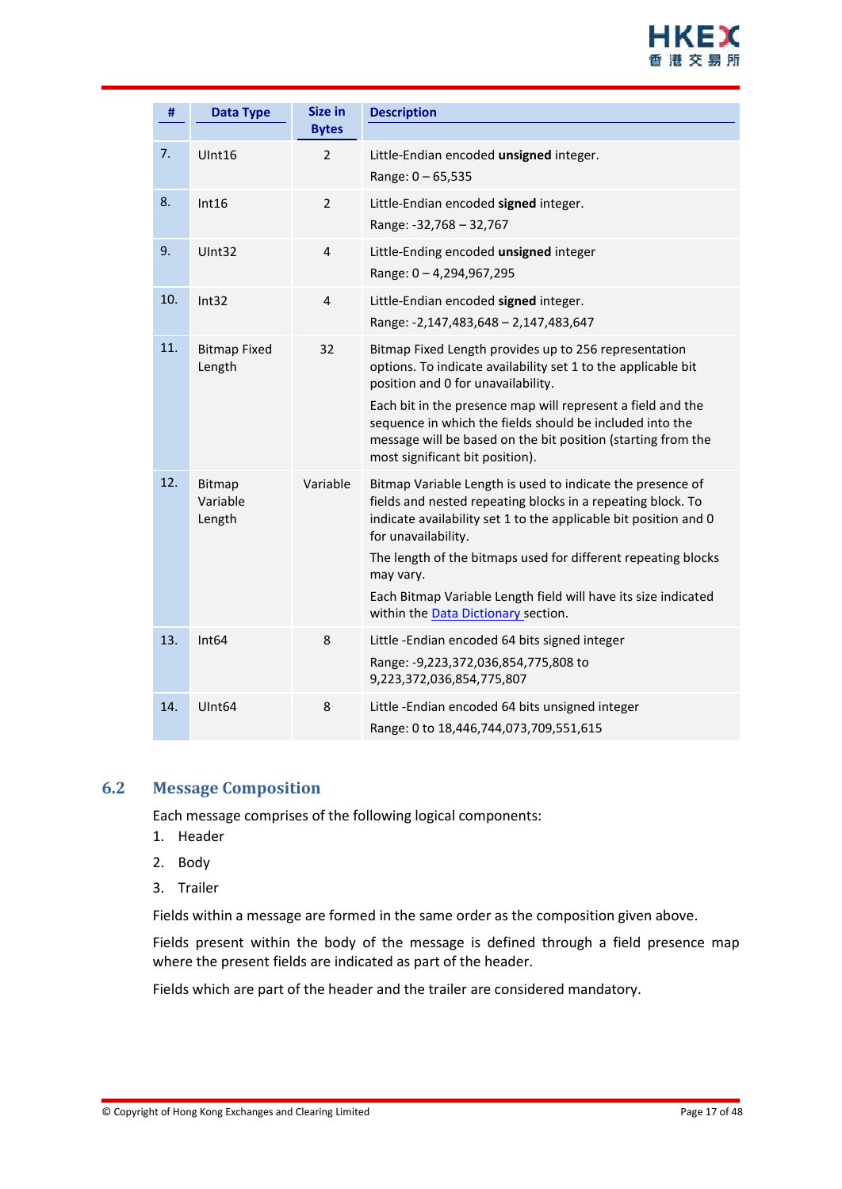| # | Data Type | Size in Bytes | Description |
|---|---|---|---|
| 7. | UInt16 | 2 | Little-Endian encoded **unsigned** integer.<br>Range: 0 – 65,535 |
| 8. | Int16 | 2 | Little-Endian encoded **signed** integer.<br>Range: -32,768 – 32,767 |
| 9. | UInt32 | 4 | Little-Ending encoded **unsigned** integer<br>Range: 0 – 4,294,967,295 |
| 10. | Int32 | 4 | Little-Endian encoded **signed** integer.<br>Range: -2,147,483,648 – 2,147,483,647 |
| 11. | Bitmap Fixed Length | 32 | Bitmap Fixed Length provides up to 256 representation options. To indicate availability set 1 to the applicable bit position and 0 for unavailability.<br>Each bit in the presence map will represent a field and the sequence in which the fields should be included into the message will be based on the bit position (starting from the most significant bit position). |
| 12. | Bitmap Variable Length | Variable | Bitmap Variable Length is used to indicate the presence of fields and nested repeating blocks in a repeating block. To indicate availability set 1 to the applicable bit position and 0 for unavailability.<br>The length of the bitmaps used for different repeating blocks may vary.<br>Each Bitmap Variable Length field will have its size indicated within the Data Dictionary section. |
| 13. | Int64 | 8 | Little -Endian encoded 64 bits signed integer<br>Range: -9,223,372,036,854,775,808 to 9,223,372,036,854,775,807 |
| 14. | UInt64 | 8 | Little -Endian encoded 64 bits unsigned integer<br>Range: 0 to 18,446,744,073,709,551,615 |

## 6.2 Message Composition

Each message comprises of the following logical components:

1. Header
2. Body
3. Trailer

Fields within a message are formed in the same order as the composition given above.

Fields present within the body of the message is defined through a field presence map where the present fields are indicated as part of the header.

Fields which are part of the header and the trailer are considered mandatory.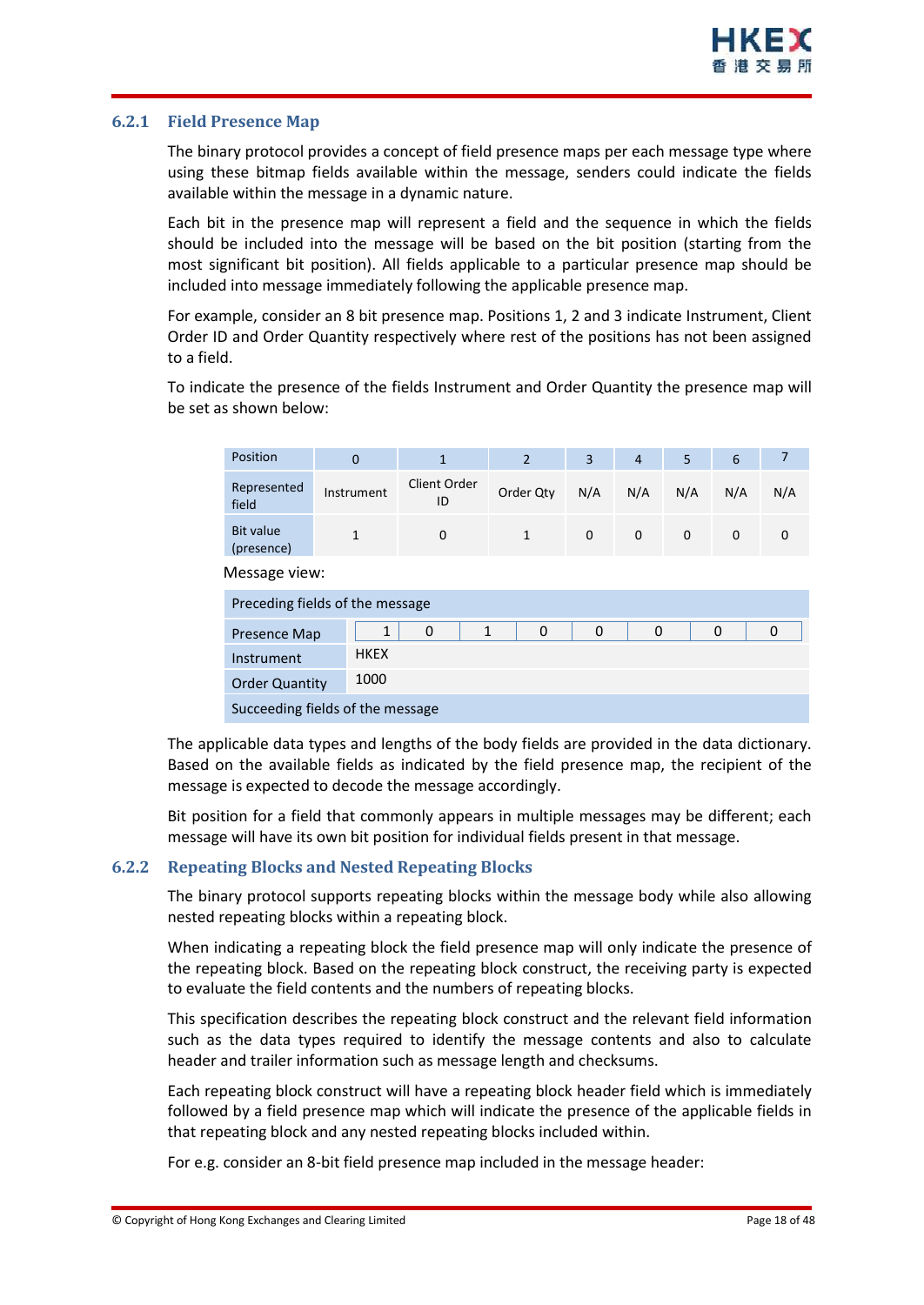### 6.2.1 Field Presence Map

The binary protocol provides a concept of field presence maps per each message type where using these bitmap fields available within the message, senders could indicate the fields available within the message in a dynamic nature.

Each bit in the presence map will represent a field and the sequence in which the fields should be included into the message will be based on the bit position (starting from the most significant bit position). All fields applicable to a particular presence map should be included into message immediately following the applicable presence map.

For example, consider an 8 bit presence map. Positions 1, 2 and 3 indicate Instrument, Client Order ID and Order Quantity respectively where rest of the positions has not been assigned to a field.

To indicate the presence of the fields Instrument and Order Quantity the presence map will be set as shown below:

| Position | 0 | 1 | 2 | 3 | 4 | 5 | 6 | 7 |
|---|---|---|---|---|---|---|---|---|
| Represented field | Instrument | Client Order ID | Order Qty | N/A | N/A | N/A | N/A | N/A |
| Bit value (presence) | 1 | 0 | 1 | 0 | 0 | 0 | 0 | 0 |

Message view:

| Preceding fields of the message | | | | | | | | |
|---|---|---|---|---|---|---|---|---|
| Presence Map | 1 | 0 | 1 | 0 | 0 | 0 | 0 | 0 |
| Instrument | HKEX | | | | | | | |
| Order Quantity | 1000 | | | | | | | |
| Succeeding fields of the message | | | | | | | | |

The applicable data types and lengths of the body fields are provided in the data dictionary. Based on the available fields as indicated by the field presence map, the recipient of the message is expected to decode the message accordingly.

Bit position for a field that commonly appears in multiple messages may be different; each message will have its own bit position for individual fields present in that message.

### 6.2.2 Repeating Blocks and Nested Repeating Blocks

The binary protocol supports repeating blocks within the message body while also allowing nested repeating blocks within a repeating block.

When indicating a repeating block the field presence map will only indicate the presence of the repeating block. Based on the repeating block construct, the receiving party is expected to evaluate the field contents and the numbers of repeating blocks.

This specification describes the repeating block construct and the relevant field information such as the data types required to identify the message contents and also to calculate header and trailer information such as message length and checksums.

Each repeating block construct will have a repeating block header field which is immediately followed by a field presence map which will indicate the presence of the applicable fields in that repeating block and any nested repeating blocks included within.

For e.g. consider an 8-bit field presence map included in the message header: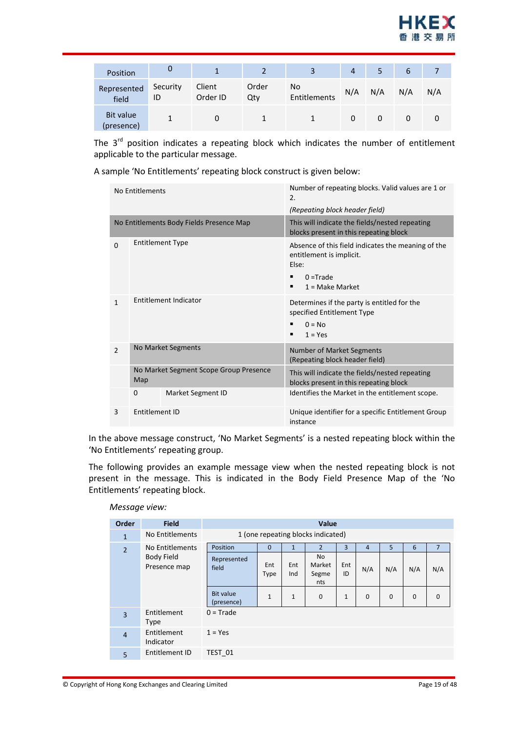| Position | 0 | 1 | 2 | 3 | 4 | 5 | 6 | 7 |
|---|---|---|---|---|---|---|---|---|
| Represented field | Security ID | Client Order ID | Order Qty | No Entitlements | N/A | N/A | N/A | N/A |
| Bit value (presence) | 1 | 0 | 1 | 1 | 0 | 0 | 0 | 0 |

The 3rd position indicates a repeating block which indicates the number of entitlement applicable to the particular message.

A sample 'No Entitlements' repeating block construct is given below:

| | | | |
|---|---|---|---|
| No Entitlements | | | Number of repeating blocks. Valid values are 1 or 2. *(Repeating block header field)* |
| No Entitlements Body Fields Presence Map | | | This will indicate the fields/nested repeating blocks present in this repeating block |
| 0 | Entitlement Type | | Absence of this field indicates the meaning of the entitlement is implicit. Else: ▪ 0 =Trade ▪ 1 = Make Market |
| 1 | Entitlement Indicator | | Determines if the party is entitled for the specified Entitlement Type ▪ 0 = No ▪ 1 = Yes |
| 2 | No Market Segments | | Number of Market Segments (Repeating block header field) |
| | No Market Segment Scope Group Presence Map | | This will indicate the fields/nested repeating blocks present in this repeating block |
| | 0 | Market Segment ID | Identifies the Market in the entitlement scope. |
| 3 | Entitlement ID | | Unique identifier for a specific Entitlement Group instance |

In the above message construct, 'No Market Segments' is a nested repeating block within the 'No Entitlements' repeating group.

The following provides an example message view when the nested repeating block is not present in the message. This is indicated in the Body Field Presence Map of the 'No Entitlements' repeating block.

*Message view:*

| Order | Field | Value | | | | | | | | |
|---|---|---|---|---|---|---|---|---|---|---|
| 1 | No Entitlements | 1 (one repeating blocks indicated) | | | | | | | | |
| 2 | No Entitlements Body Field Presence map | Position | 0 | 1 | 2 | 3 | 4 | 5 | 6 | 7 |
| | | Represented field | Ent Type | Ent Ind | No Market Segments | Ent ID | N/A | N/A | N/A | N/A |
| | | Bit value (presence) | 1 | 1 | 0 | 1 | 0 | 0 | 0 | 0 |
| 3 | Entitlement Type | 0 = Trade | | | | | | | | |
| 4 | Entitlement Indicator | 1 = Yes | | | | | | | | |
| 5 | Entitlement ID | TEST_01 | | | | | | | | |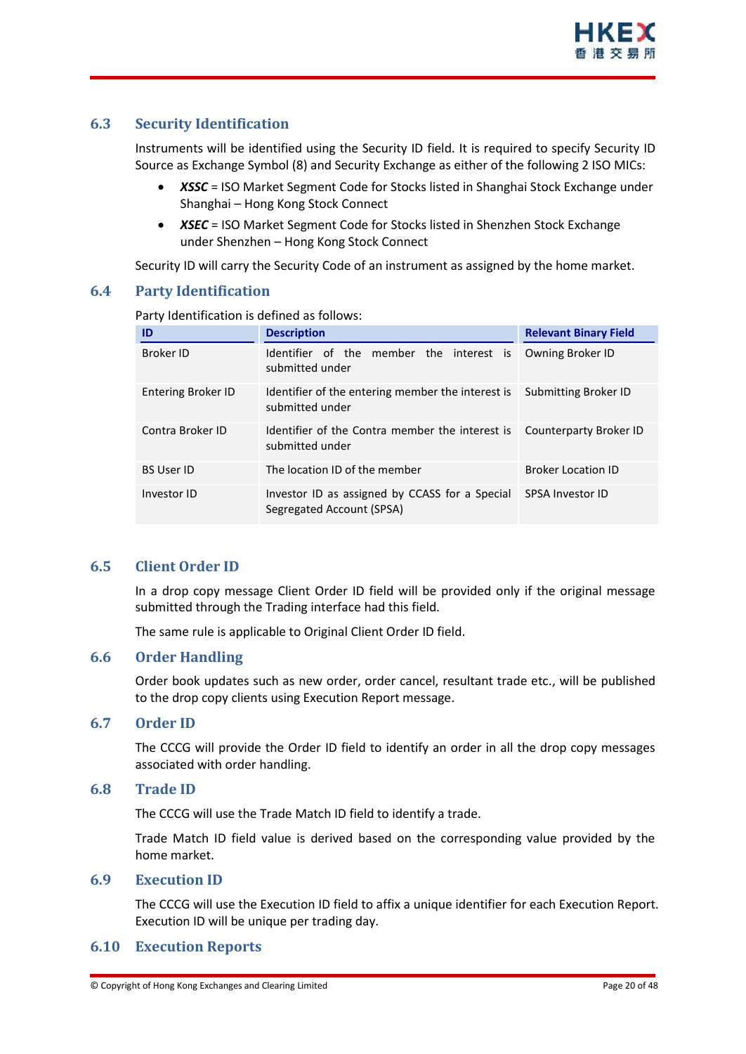## 6.3 Security Identification

Instruments will be identified using the Security ID field. It is required to specify Security ID Source as Exchange Symbol (8) and Security Exchange as either of the following 2 ISO MICs:

- ***XSSC*** = ISO Market Segment Code for Stocks listed in Shanghai Stock Exchange under Shanghai – Hong Kong Stock Connect
- ***XSEC*** = ISO Market Segment Code for Stocks listed in Shenzhen Stock Exchange under Shenzhen – Hong Kong Stock Connect

Security ID will carry the Security Code of an instrument as assigned by the home market.

## 6.4 Party Identification

Party Identification is defined as follows:

| ID | Description | Relevant Binary Field |
|---|---|---|
| Broker ID | Identifier of the member the interest is submitted under | Owning Broker ID |
| Entering Broker ID | Identifier of the entering member the interest is submitted under | Submitting Broker ID |
| Contra Broker ID | Identifier of the Contra member the interest is submitted under | Counterparty Broker ID |
| BS User ID | The location ID of the member | Broker Location ID |
| Investor ID | Investor ID as assigned by CCASS for a Special Segregated Account (SPSA) | SPSA Investor ID |

## 6.5 Client Order ID

In a drop copy message Client Order ID field will be provided only if the original message submitted through the Trading interface had this field.

The same rule is applicable to Original Client Order ID field.

## 6.6 Order Handling

Order book updates such as new order, order cancel, resultant trade etc., will be published to the drop copy clients using Execution Report message.

## 6.7 Order ID

The CCCG will provide the Order ID field to identify an order in all the drop copy messages associated with order handling.

## 6.8 Trade ID

The CCCG will use the Trade Match ID field to identify a trade.

Trade Match ID field value is derived based on the corresponding value provided by the home market.

## 6.9 Execution ID

The CCCG will use the Execution ID field to affix a unique identifier for each Execution Report. Execution ID will be unique per trading day.

## 6.10 Execution Reports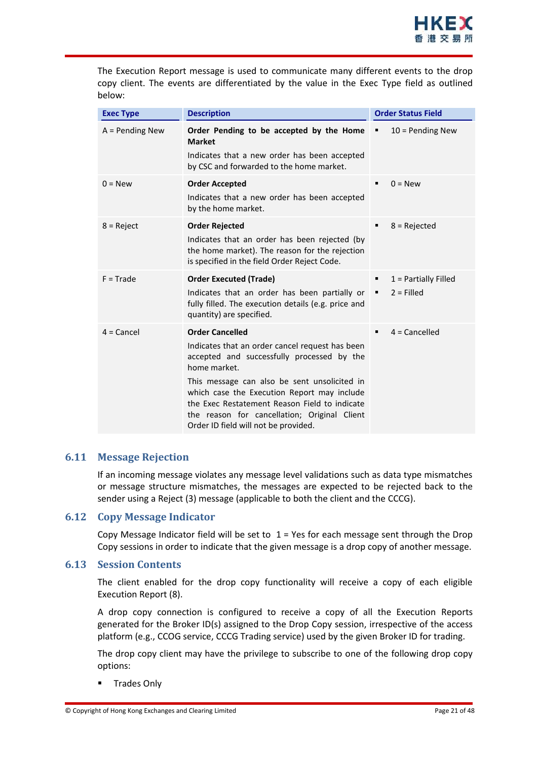The Execution Report message is used to communicate many different events to the drop copy client. The events are differentiated by the value in the Exec Type field as outlined below:

| Exec Type | Description | Order Status Field |
|---|---|---|
| A = Pending New | **Order Pending to be accepted by the Home Market**<br>Indicates that a new order has been accepted by CSC and forwarded to the home market. | ▪ 10 = Pending New |
| 0 = New | **Order Accepted**<br>Indicates that a new order has been accepted by the home market. | ▪ 0 = New |
| 8 = Reject | **Order Rejected**<br>Indicates that an order has been rejected (by the home market). The reason for the rejection is specified in the field Order Reject Code. | ▪ 8 = Rejected |
| F = Trade | **Order Executed (Trade)**<br>Indicates that an order has been partially or fully filled. The execution details (e.g. price and quantity) are specified. | ▪ 1 = Partially Filled<br>▪ 2 = Filled |
| 4 = Cancel | **Order Cancelled**<br>Indicates that an order cancel request has been accepted and successfully processed by the home market.<br>This message can also be sent unsolicited in which case the Execution Report may include the Exec Restatement Reason Field to indicate the reason for cancellation; Original Client Order ID field will not be provided. | ▪ 4 = Cancelled |

## 6.11 Message Rejection

If an incoming message violates any message level validations such as data type mismatches or message structure mismatches, the messages are expected to be rejected back to the sender using a Reject (3) message (applicable to both the client and the CCCG).

## 6.12 Copy Message Indicator

Copy Message Indicator field will be set to 1 = Yes for each message sent through the Drop Copy sessions in order to indicate that the given message is a drop copy of another message.

## 6.13 Session Contents

The client enabled for the drop copy functionality will receive a copy of each eligible Execution Report (8).

A drop copy connection is configured to receive a copy of all the Execution Reports generated for the Broker ID(s) assigned to the Drop Copy session, irrespective of the access platform (e.g., CCOG service, CCCG Trading service) used by the given Broker ID for trading.

The drop copy client may have the privilege to subscribe to one of the following drop copy options:

- Trades Only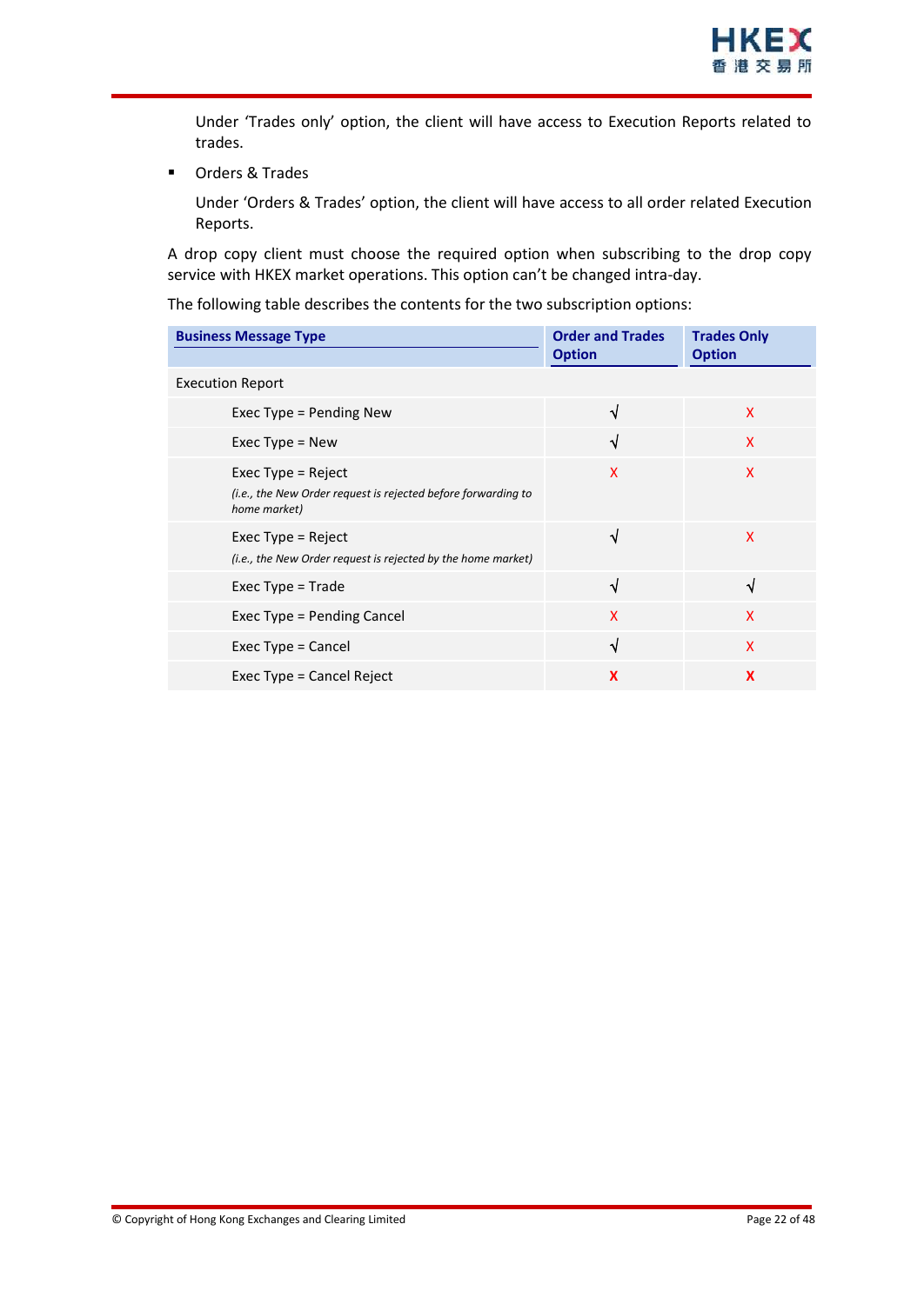Under 'Trades only' option, the client will have access to Execution Reports related to trades.

- Orders & Trades

  Under 'Orders & Trades' option, the client will have access to all order related Execution Reports.

A drop copy client must choose the required option when subscribing to the drop copy service with HKEX market operations. This option can't be changed intra-day.

The following table describes the contents for the two subscription options:

| Business Message Type | Order and Trades Option | Trades Only Option |
|---|---|---|
| Execution Report | | |
| Exec Type = Pending New | √ | X |
| Exec Type = New | √ | X |
| Exec Type = Reject<br>*(i.e., the New Order request is rejected before forwarding to home market)* | X | X |
| Exec Type = Reject<br>*(i.e., the New Order request is rejected by the home market)* | √ | X |
| Exec Type = Trade | √ | √ |
| Exec Type = Pending Cancel | X | X |
| Exec Type = Cancel | √ | X |
| Exec Type = Cancel Reject | **X** | **X** |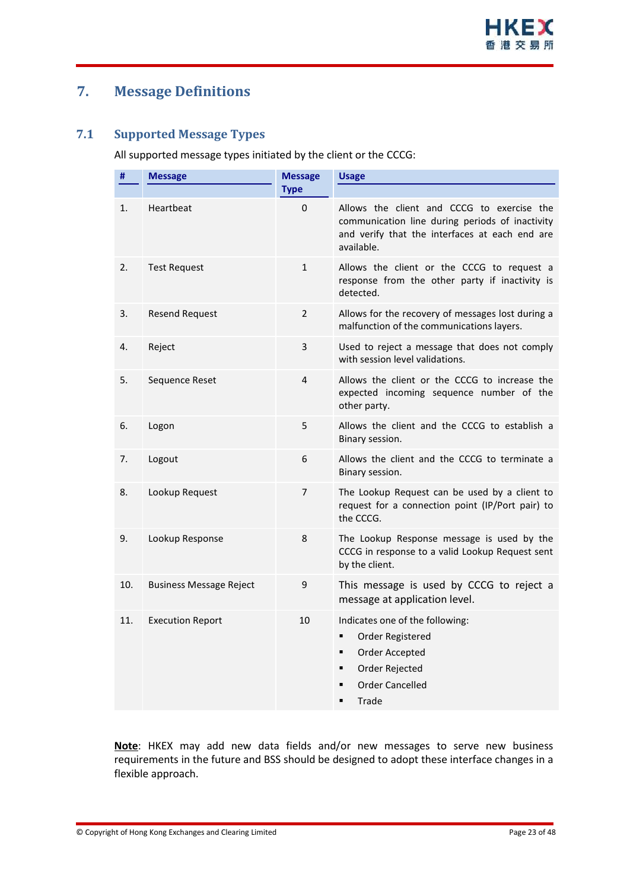# 7. Message Definitions

## 7.1 Supported Message Types

All supported message types initiated by the client or the CCCG:

| # | Message | Message Type | Usage |
|---|---|---|---|
| 1. | Heartbeat | 0 | Allows the client and CCCG to exercise the communication line during periods of inactivity and verify that the interfaces at each end are available. |
| 2. | Test Request | 1 | Allows the client or the CCCG to request a response from the other party if inactivity is detected. |
| 3. | Resend Request | 2 | Allows for the recovery of messages lost during a malfunction of the communications layers. |
| 4. | Reject | 3 | Used to reject a message that does not comply with session level validations. |
| 5. | Sequence Reset | 4 | Allows the client or the CCCG to increase the expected incoming sequence number of the other party. |
| 6. | Logon | 5 | Allows the client and the CCCG to establish a Binary session. |
| 7. | Logout | 6 | Allows the client and the CCCG to terminate a Binary session. |
| 8. | Lookup Request | 7 | The Lookup Request can be used by a client to request for a connection point (IP/Port pair) to the CCCG. |
| 9. | Lookup Response | 8 | The Lookup Response message is used by the CCCG in response to a valid Lookup Request sent by the client. |
| 10. | Business Message Reject | 9 | This message is used by CCCG to reject a message at application level. |
| 11. | Execution Report | 10 | Indicates one of the following:<br>▪ Order Registered<br>▪ Order Accepted<br>▪ Order Rejected<br>▪ Order Cancelled<br>▪ Trade |

**Note**: HKEX may add new data fields and/or new messages to serve new business requirements in the future and BSS should be designed to adopt these interface changes in a flexible approach.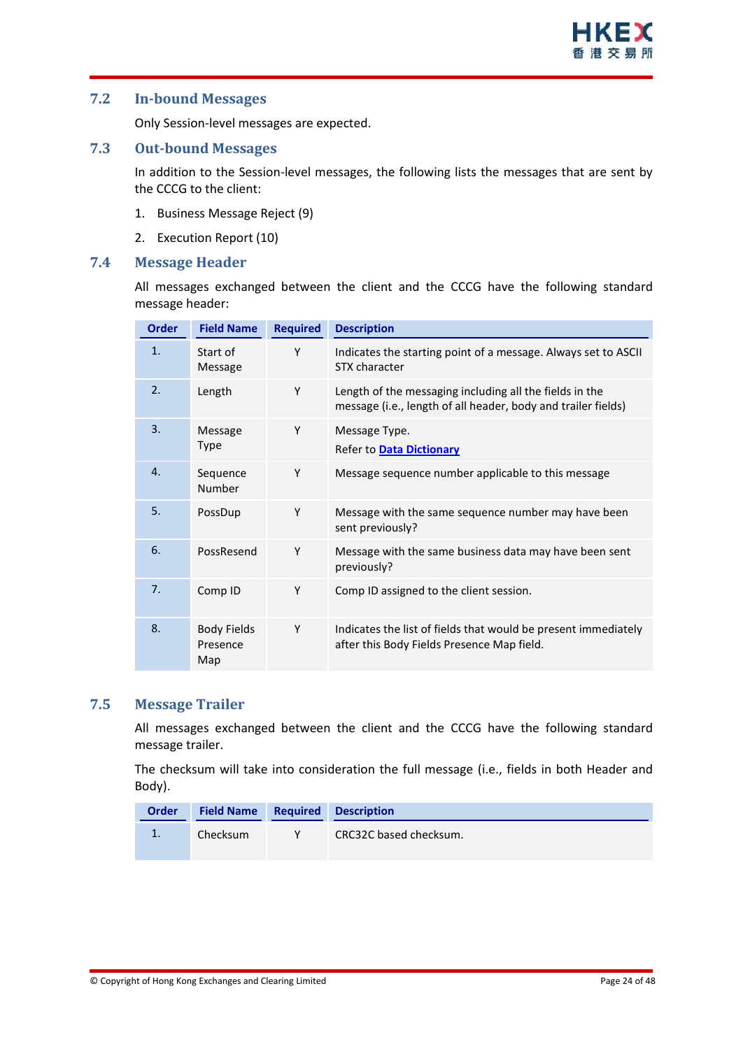## 7.2 In-bound Messages

Only Session-level messages are expected.

## 7.3 Out-bound Messages

In addition to the Session-level messages, the following lists the messages that are sent by the CCCG to the client:

1. Business Message Reject (9)
2. Execution Report (10)

## 7.4 Message Header

All messages exchanged between the client and the CCCG have the following standard message header:

| Order | Field Name | Required | Description |
|---|---|---|---|
| 1. | Start of Message | Y | Indicates the starting point of a message. Always set to ASCII STX character |
| 2. | Length | Y | Length of the messaging including all the fields in the message (i.e., length of all header, body and trailer fields) |
| 3. | Message Type | Y | Message Type. Refer to **Data Dictionary** |
| 4. | Sequence Number | Y | Message sequence number applicable to this message |
| 5. | PossDup | Y | Message with the same sequence number may have been sent previously? |
| 6. | PossResend | Y | Message with the same business data may have been sent previously? |
| 7. | Comp ID | Y | Comp ID assigned to the client session. |
| 8. | Body Fields Presence Map | Y | Indicates the list of fields that would be present immediately after this Body Fields Presence Map field. |

## 7.5 Message Trailer

All messages exchanged between the client and the CCCG have the following standard message trailer.

The checksum will take into consideration the full message (i.e., fields in both Header and Body).

| Order | Field Name | Required | Description |
|---|---|---|---|
| 1. | Checksum | Y | CRC32C based checksum. |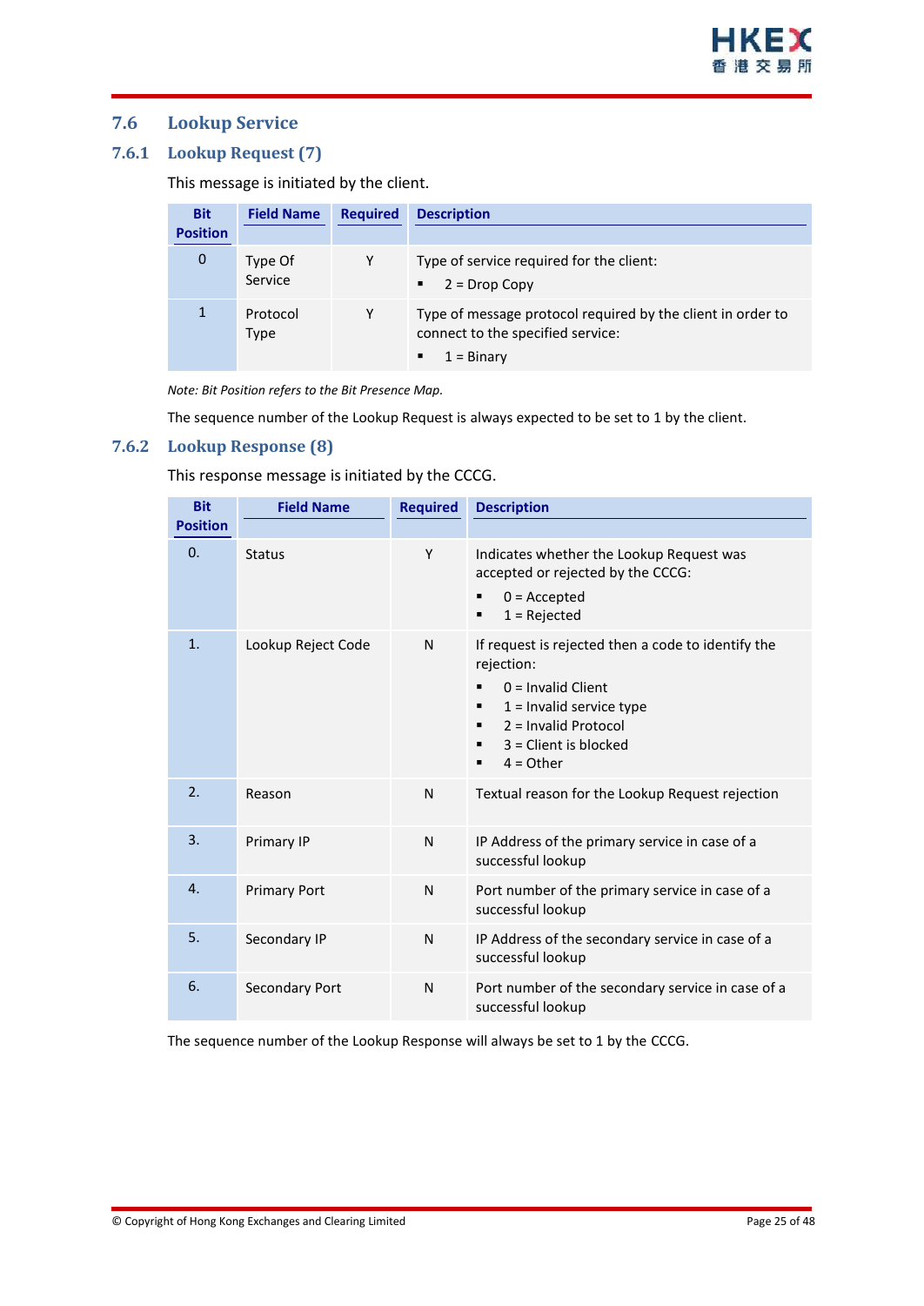## 7.6 Lookup Service

### 7.6.1 Lookup Request (7)

This message is initiated by the client.

| Bit Position | Field Name | Required | Description |
|---|---|---|---|
| 0 | Type Of Service | Y | Type of service required for the client:<br>▪ 2 = Drop Copy |
| 1 | Protocol Type | Y | Type of message protocol required by the client in order to connect to the specified service:<br>▪ 1 = Binary |

*Note: Bit Position refers to the Bit Presence Map.*

The sequence number of the Lookup Request is always expected to be set to 1 by the client.

### 7.6.2 Lookup Response (8)

This response message is initiated by the CCCG.

| Bit Position | Field Name | Required | Description |
|---|---|---|---|
| 0. | Status | Y | Indicates whether the Lookup Request was accepted or rejected by the CCCG:<br>▪ 0 = Accepted<br>▪ 1 = Rejected |
| 1. | Lookup Reject Code | N | If request is rejected then a code to identify the rejection:<br>▪ 0 = Invalid Client<br>▪ 1 = Invalid service type<br>▪ 2 = Invalid Protocol<br>▪ 3 = Client is blocked<br>▪ 4 = Other |
| 2. | Reason | N | Textual reason for the Lookup Request rejection |
| 3. | Primary IP | N | IP Address of the primary service in case of a successful lookup |
| 4. | Primary Port | N | Port number of the primary service in case of a successful lookup |
| 5. | Secondary IP | N | IP Address of the secondary service in case of a successful lookup |
| 6. | Secondary Port | N | Port number of the secondary service in case of a successful lookup |

The sequence number of the Lookup Response will always be set to 1 by the CCCG.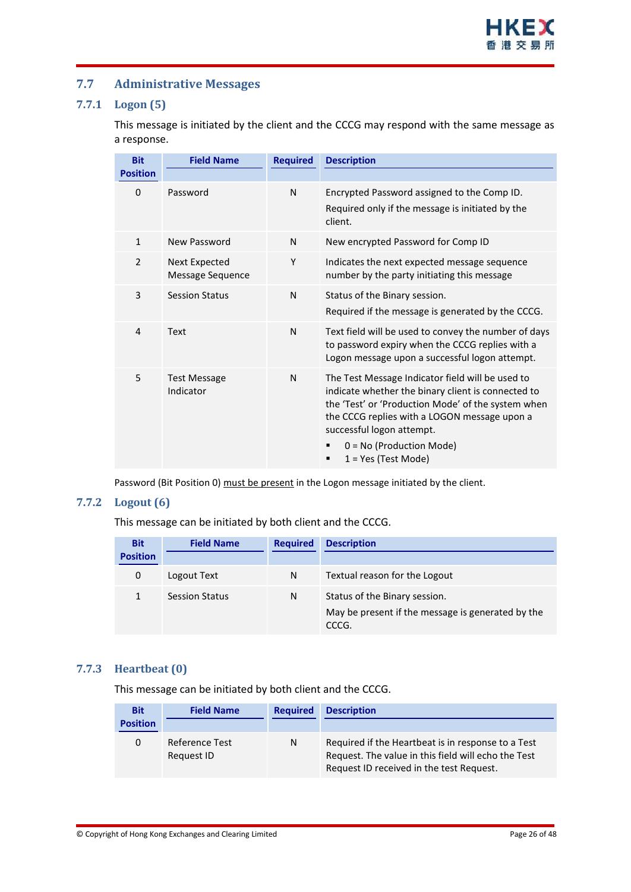## 7.7 Administrative Messages

### 7.7.1 Logon (5)

This message is initiated by the client and the CCCG may respond with the same message as a response.

| Bit Position | Field Name | Required | Description |
|---|---|---|---|
| 0 | Password | N | Encrypted Password assigned to the Comp ID.<br>Required only if the message is initiated by the client. |
| 1 | New Password | N | New encrypted Password for Comp ID |
| 2 | Next Expected Message Sequence | Y | Indicates the next expected message sequence number by the party initiating this message |
| 3 | Session Status | N | Status of the Binary session.<br>Required if the message is generated by the CCCG. |
| 4 | Text | N | Text field will be used to convey the number of days to password expiry when the CCCG replies with a Logon message upon a successful logon attempt. |
| 5 | Test Message Indicator | N | The Test Message Indicator field will be used to indicate whether the binary client is connected to the 'Test' or 'Production Mode' of the system when the CCCG replies with a LOGON message upon a successful logon attempt.<br>▪ 0 = No (Production Mode)<br>▪ 1 = Yes (Test Mode) |

Password (Bit Position 0) must be present in the Logon message initiated by the client.

### 7.7.2 Logout (6)

This message can be initiated by both client and the CCCG.

| Bit Position | Field Name | Required | Description |
|---|---|---|---|
| 0 | Logout Text | N | Textual reason for the Logout |
| 1 | Session Status | N | Status of the Binary session.<br>May be present if the message is generated by the CCCG. |

### 7.7.3 Heartbeat (0)

This message can be initiated by both client and the CCCG.

| Bit Position | Field Name | Required | Description |
|---|---|---|---|
| 0 | Reference Test Request ID | N | Required if the Heartbeat is in response to a Test Request. The value in this field will echo the Test Request ID received in the test Request. |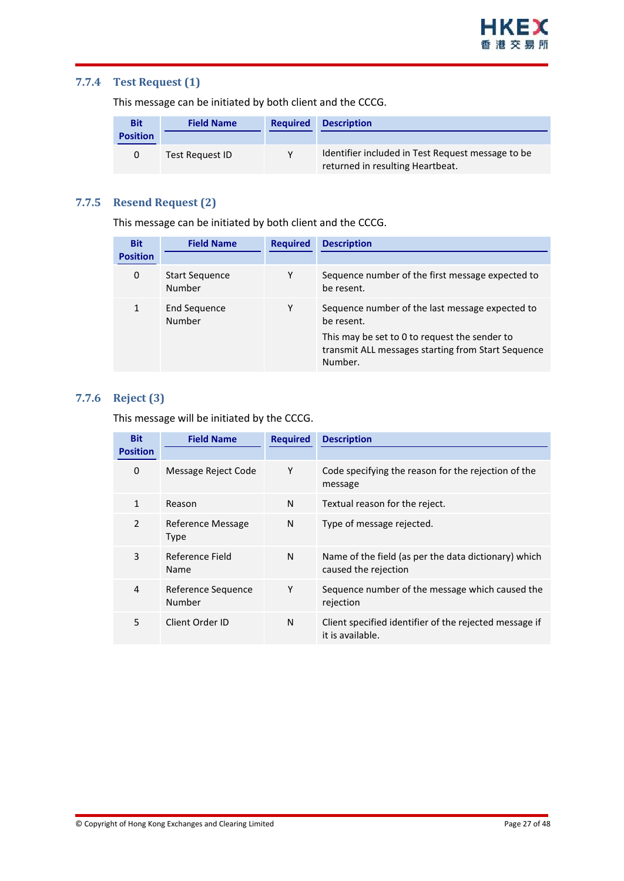### 7.7.4 Test Request (1)

This message can be initiated by both client and the CCCG.

| Bit Position | Field Name | Required | Description |
|---|---|---|---|
| 0 | Test Request ID | Y | Identifier included in Test Request message to be returned in resulting Heartbeat. |

### 7.7.5 Resend Request (2)

This message can be initiated by both client and the CCCG.

| Bit Position | Field Name | Required | Description |
|---|---|---|---|
| 0 | Start Sequence Number | Y | Sequence number of the first message expected to be resent. |
| 1 | End Sequence Number | Y | Sequence number of the last message expected to be resent.<br>This may be set to 0 to request the sender to transmit ALL messages starting from Start Sequence Number. |

### 7.7.6 Reject (3)

This message will be initiated by the CCCG.

| Bit Position | Field Name | Required | Description |
|---|---|---|---|
| 0 | Message Reject Code | Y | Code specifying the reason for the rejection of the message |
| 1 | Reason | N | Textual reason for the reject. |
| 2 | Reference Message Type | N | Type of message rejected. |
| 3 | Reference Field Name | N | Name of the field (as per the data dictionary) which caused the rejection |
| 4 | Reference Sequence Number | Y | Sequence number of the message which caused the rejection |
| 5 | Client Order ID | N | Client specified identifier of the rejected message if it is available. |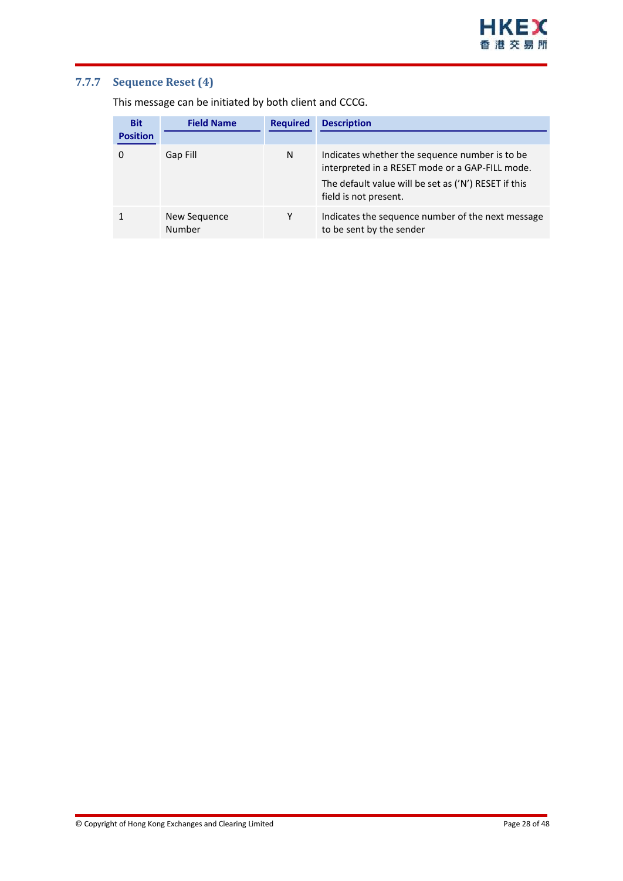### 7.7.7 Sequence Reset (4)

This message can be initiated by both client and CCCG.

| Bit Position | Field Name | Required | Description |
|---|---|---|---|
| 0 | Gap Fill | N | Indicates whether the sequence number is to be interpreted in a RESET mode or a GAP-FILL mode. The default value will be set as ('N') RESET if this field is not present. |
| 1 | New Sequence Number | Y | Indicates the sequence number of the next message to be sent by the sender |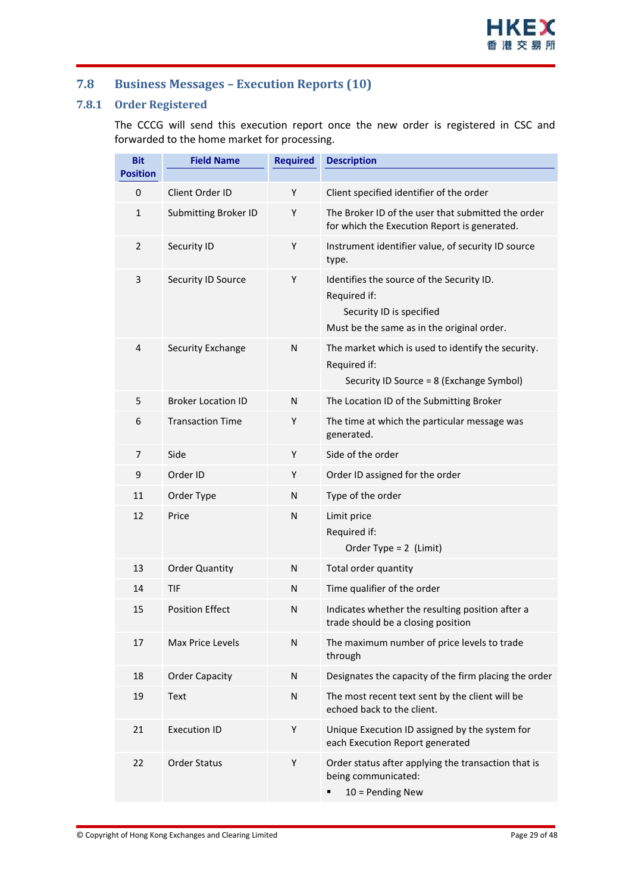## 7.8 Business Messages – Execution Reports (10)

### 7.8.1 Order Registered

The CCCG will send this execution report once the new order is registered in CSC and forwarded to the home market for processing.

| Bit Position | Field Name | Required | Description |
|---|---|---|---|
| 0 | Client Order ID | Y | Client specified identifier of the order |
| 1 | Submitting Broker ID | Y | The Broker ID of the user that submitted the order for which the Execution Report is generated. |
| 2 | Security ID | Y | Instrument identifier value, of security ID source type. |
| 3 | Security ID Source | Y | Identifies the source of the Security ID.<br>Required if:<br>Security ID is specified<br>Must be the same as in the original order. |
| 4 | Security Exchange | N | The market which is used to identify the security.<br>Required if:<br>Security ID Source = 8 (Exchange Symbol) |
| 5 | Broker Location ID | N | The Location ID of the Submitting Broker |
| 6 | Transaction Time | Y | The time at which the particular message was generated. |
| 7 | Side | Y | Side of the order |
| 9 | Order ID | Y | Order ID assigned for the order |
| 11 | Order Type | N | Type of the order |
| 12 | Price | N | Limit price<br>Required if:<br>Order Type = 2 (Limit) |
| 13 | Order Quantity | N | Total order quantity |
| 14 | TIF | N | Time qualifier of the order |
| 15 | Position Effect | N | Indicates whether the resulting position after a trade should be a closing position |
| 17 | Max Price Levels | N | The maximum number of price levels to trade through |
| 18 | Order Capacity | N | Designates the capacity of the firm placing the order |
| 19 | Text | N | The most recent text sent by the client will be echoed back to the client. |
| 21 | Execution ID | Y | Unique Execution ID assigned by the system for each Execution Report generated |
| 22 | Order Status | Y | Order status after applying the transaction that is being communicated:<br>▪ 10 = Pending New |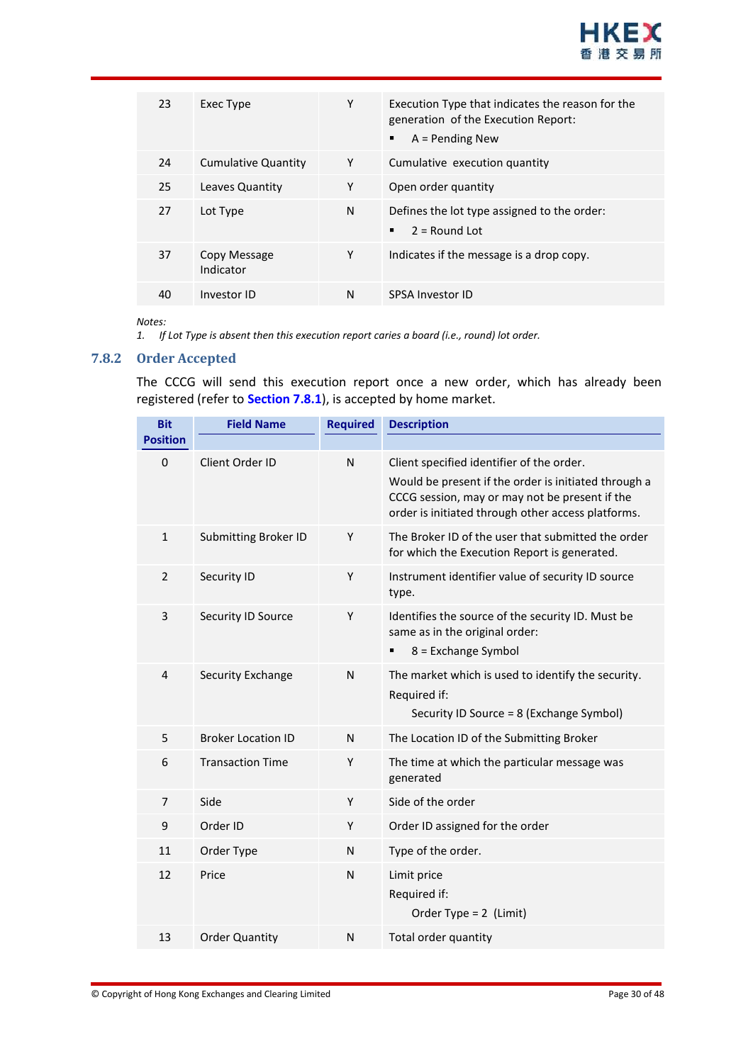| | | | |
|---|---|---|---|
| 23 | Exec Type | Y | Execution Type that indicates the reason for the generation of the Execution Report:<br>▪ A = Pending New |
| 24 | Cumulative Quantity | Y | Cumulative execution quantity |
| 25 | Leaves Quantity | Y | Open order quantity |
| 27 | Lot Type | N | Defines the lot type assigned to the order:<br>▪ 2 = Round Lot |
| 37 | Copy Message Indicator | Y | Indicates if the message is a drop copy. |
| 40 | Investor ID | N | SPSA Investor ID |

*Notes:*
1. *If Lot Type is absent then this execution report caries a board (i.e., round) lot order.*

### 7.8.2 Order Accepted

The CCCG will send this execution report once a new order, which has already been registered (refer to **Section 7.8.1**), is accepted by home market.

| Bit Position | Field Name | Required | Description |
|---|---|---|---|
| 0 | Client Order ID | N | Client specified identifier of the order.<br>Would be present if the order is initiated through a CCCG session, may or may not be present if the order is initiated through other access platforms. |
| 1 | Submitting Broker ID | Y | The Broker ID of the user that submitted the order for which the Execution Report is generated. |
| 2 | Security ID | Y | Instrument identifier value of security ID source type. |
| 3 | Security ID Source | Y | Identifies the source of the security ID. Must be same as in the original order:<br>▪ 8 = Exchange Symbol |
| 4 | Security Exchange | N | The market which is used to identify the security.<br>Required if:<br>Security ID Source = 8 (Exchange Symbol) |
| 5 | Broker Location ID | N | The Location ID of the Submitting Broker |
| 6 | Transaction Time | Y | The time at which the particular message was generated |
| 7 | Side | Y | Side of the order |
| 9 | Order ID | Y | Order ID assigned for the order |
| 11 | Order Type | N | Type of the order. |
| 12 | Price | N | Limit price<br>Required if:<br>Order Type = 2 (Limit) |
| 13 | Order Quantity | N | Total order quantity |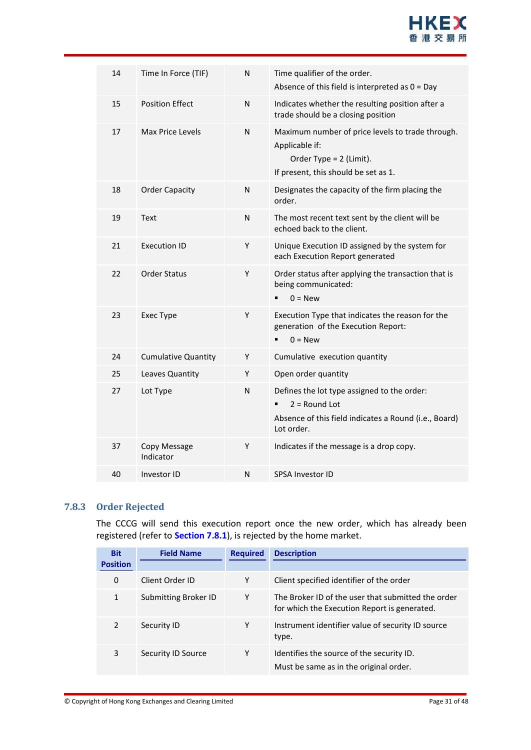| Bit Position | Field Name | Required | Description |
|---|---|---|---|
| 14 | Time In Force (TIF) | N | Time qualifier of the order.<br>Absence of this field is interpreted as 0 = Day |
| 15 | Position Effect | N | Indicates whether the resulting position after a trade should be a closing position |
| 17 | Max Price Levels | N | Maximum number of price levels to trade through.<br>Applicable if:<br>Order Type = 2 (Limit).<br>If present, this should be set as 1. |
| 18 | Order Capacity | N | Designates the capacity of the firm placing the order. |
| 19 | Text | N | The most recent text sent by the client will be echoed back to the client. |
| 21 | Execution ID | Y | Unique Execution ID assigned by the system for each Execution Report generated |
| 22 | Order Status | Y | Order status after applying the transaction that is being communicated:<br>▪ 0 = New |
| 23 | Exec Type | Y | Execution Type that indicates the reason for the generation of the Execution Report:<br>▪ 0 = New |
| 24 | Cumulative Quantity | Y | Cumulative execution quantity |
| 25 | Leaves Quantity | Y | Open order quantity |
| 27 | Lot Type | N | Defines the lot type assigned to the order:<br>▪ 2 = Round Lot<br>Absence of this field indicates a Round (i.e., Board) Lot order. |
| 37 | Copy Message Indicator | Y | Indicates if the message is a drop copy. |
| 40 | Investor ID | N | SPSA Investor ID |

### 7.8.3 Order Rejected

The CCCG will send this execution report once the new order, which has already been registered (refer to **Section 7.8.1**), is rejected by the home market.

| Bit Position | Field Name | Required | Description |
|---|---|---|---|
| 0 | Client Order ID | Y | Client specified identifier of the order |
| 1 | Submitting Broker ID | Y | The Broker ID of the user that submitted the order for which the Execution Report is generated. |
| 2 | Security ID | Y | Instrument identifier value of security ID source type. |
| 3 | Security ID Source | Y | Identifies the source of the security ID.<br>Must be same as in the original order. |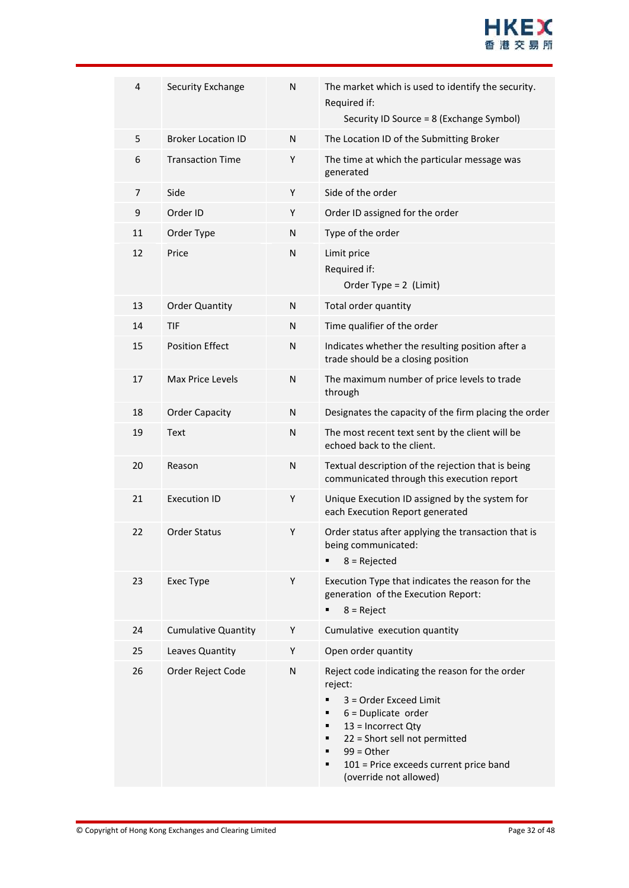| 4 | Security Exchange | N | The market which is used to identify the security.<br>Required if:<br>Security ID Source = 8 (Exchange Symbol) |
|---|---|---|---|
| 5 | Broker Location ID | N | The Location ID of the Submitting Broker |
| 6 | Transaction Time | Y | The time at which the particular message was generated |
| 7 | Side | Y | Side of the order |
| 9 | Order ID | Y | Order ID assigned for the order |
| 11 | Order Type | N | Type of the order |
| 12 | Price | N | Limit price<br>Required if:<br>Order Type = 2 (Limit) |
| 13 | Order Quantity | N | Total order quantity |
| 14 | TIF | N | Time qualifier of the order |
| 15 | Position Effect | N | Indicates whether the resulting position after a trade should be a closing position |
| 17 | Max Price Levels | N | The maximum number of price levels to trade through |
| 18 | Order Capacity | N | Designates the capacity of the firm placing the order |
| 19 | Text | N | The most recent text sent by the client will be echoed back to the client. |
| 20 | Reason | N | Textual description of the rejection that is being communicated through this execution report |
| 21 | Execution ID | Y | Unique Execution ID assigned by the system for each Execution Report generated |
| 22 | Order Status | Y | Order status after applying the transaction that is being communicated:<br>▪ 8 = Rejected |
| 23 | Exec Type | Y | Execution Type that indicates the reason for the generation of the Execution Report:<br>▪ 8 = Reject |
| 24 | Cumulative Quantity | Y | Cumulative execution quantity |
| 25 | Leaves Quantity | Y | Open order quantity |
| 26 | Order Reject Code | N | Reject code indicating the reason for the order reject:<br>▪ 3 = Order Exceed Limit<br>▪ 6 = Duplicate order<br>▪ 13 = Incorrect Qty<br>▪ 22 = Short sell not permitted<br>▪ 99 = Other<br>▪ 101 = Price exceeds current price band (override not allowed) |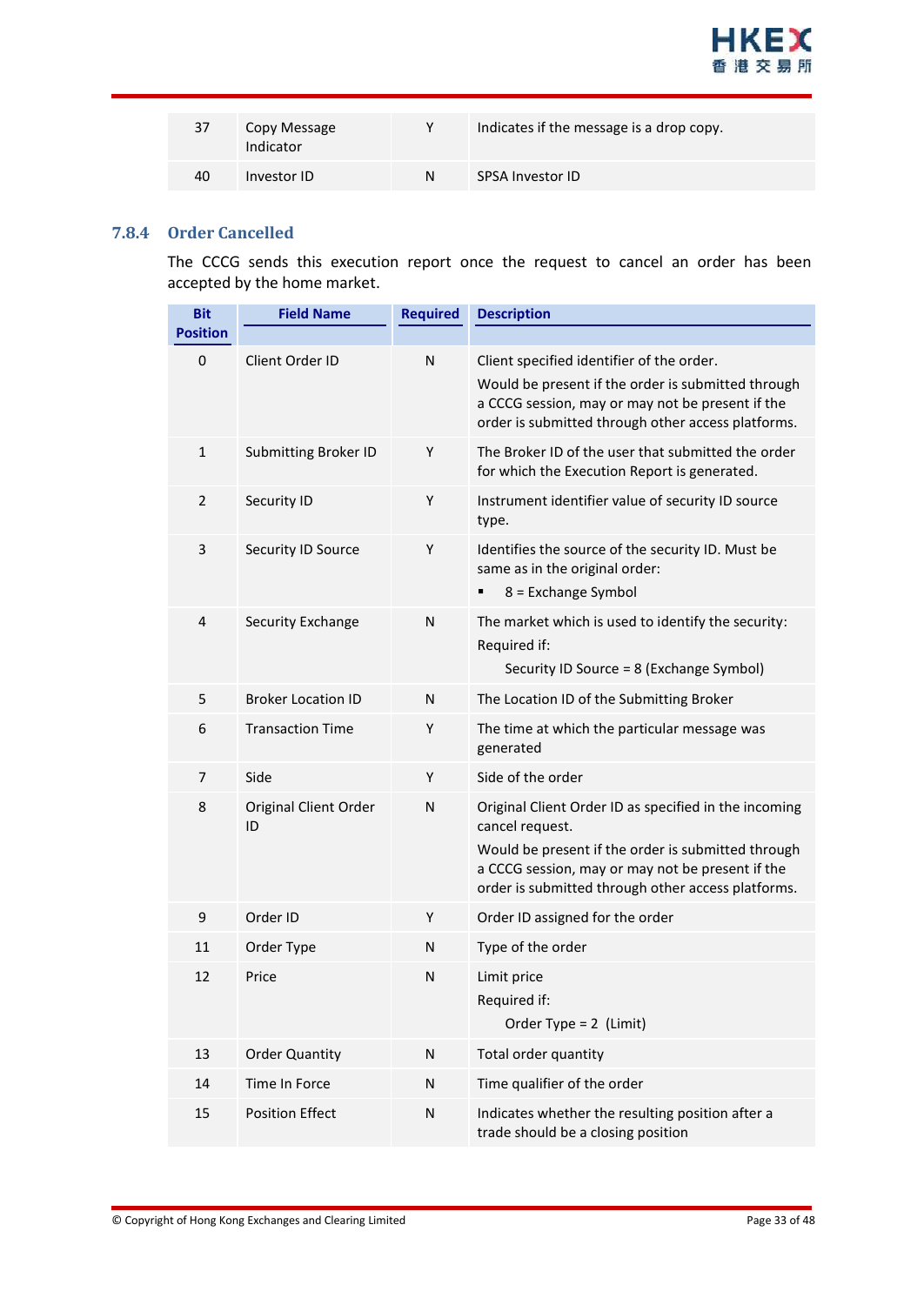| 37 | Copy Message Indicator | Y | Indicates if the message is a drop copy. |
|---|---|---|---|
| 40 | Investor ID | N | SPSA Investor ID |

### 7.8.4 Order Cancelled

The CCCG sends this execution report once the request to cancel an order has been accepted by the home market.

| Bit Position | Field Name | Required | Description |
|---|---|---|---|
| 0 | Client Order ID | N | Client specified identifier of the order.<br>Would be present if the order is submitted through a CCCG session, may or may not be present if the order is submitted through other access platforms. |
| 1 | Submitting Broker ID | Y | The Broker ID of the user that submitted the order for which the Execution Report is generated. |
| 2 | Security ID | Y | Instrument identifier value of security ID source type. |
| 3 | Security ID Source | Y | Identifies the source of the security ID. Must be same as in the original order:<br>▪ 8 = Exchange Symbol |
| 4 | Security Exchange | N | The market which is used to identify the security:<br>Required if:<br>Security ID Source = 8 (Exchange Symbol) |
| 5 | Broker Location ID | N | The Location ID of the Submitting Broker |
| 6 | Transaction Time | Y | The time at which the particular message was generated |
| 7 | Side | Y | Side of the order |
| 8 | Original Client Order ID | N | Original Client Order ID as specified in the incoming cancel request.<br>Would be present if the order is submitted through a CCCG session, may or may not be present if the order is submitted through other access platforms. |
| 9 | Order ID | Y | Order ID assigned for the order |
| 11 | Order Type | N | Type of the order |
| 12 | Price | N | Limit price<br>Required if:<br>Order Type = 2 (Limit) |
| 13 | Order Quantity | N | Total order quantity |
| 14 | Time In Force | N | Time qualifier of the order |
| 15 | Position Effect | N | Indicates whether the resulting position after a trade should be a closing position |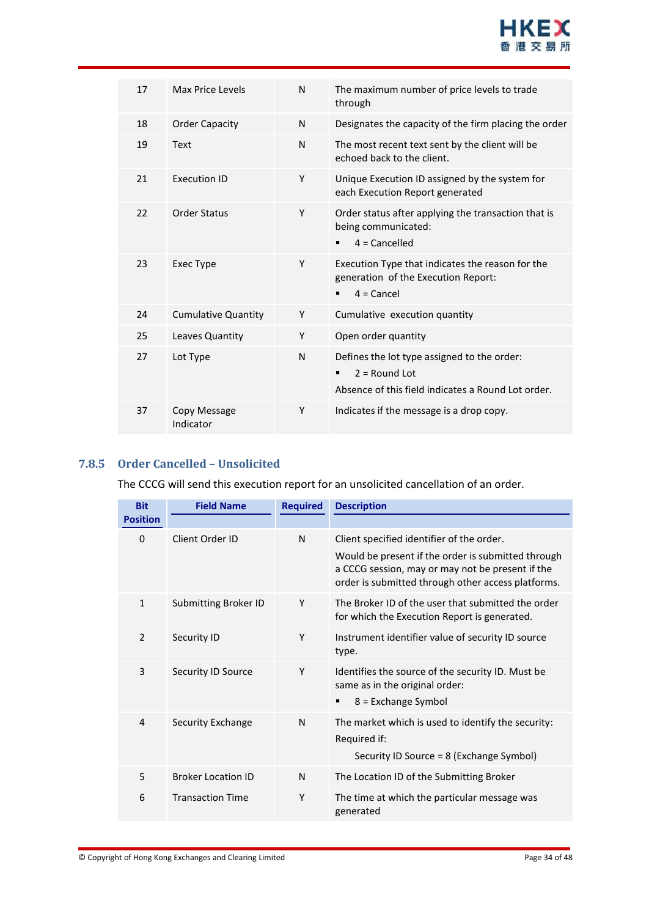| Bit Position | Field Name | Required | Description |
|---|---|---|---|
| 17 | Max Price Levels | N | The maximum number of price levels to trade through |
| 18 | Order Capacity | N | Designates the capacity of the firm placing the order |
| 19 | Text | N | The most recent text sent by the client will be echoed back to the client. |
| 21 | Execution ID | Y | Unique Execution ID assigned by the system for each Execution Report generated |
| 22 | Order Status | Y | Order status after applying the transaction that is being communicated:<br>▪ 4 = Cancelled |
| 23 | Exec Type | Y | Execution Type that indicates the reason for the generation of the Execution Report:<br>▪ 4 = Cancel |
| 24 | Cumulative Quantity | Y | Cumulative execution quantity |
| 25 | Leaves Quantity | Y | Open order quantity |
| 27 | Lot Type | N | Defines the lot type assigned to the order:<br>▪ 2 = Round Lot<br>Absence of this field indicates a Round Lot order. |
| 37 | Copy Message Indicator | Y | Indicates if the message is a drop copy. |

### 7.8.5 Order Cancelled – Unsolicited

The CCCG will send this execution report for an unsolicited cancellation of an order.

| Bit Position | Field Name | Required | Description |
|---|---|---|---|
| 0 | Client Order ID | N | Client specified identifier of the order.<br>Would be present if the order is submitted through a CCCG session, may or may not be present if the order is submitted through other access platforms. |
| 1 | Submitting Broker ID | Y | The Broker ID of the user that submitted the order for which the Execution Report is generated. |
| 2 | Security ID | Y | Instrument identifier value of security ID source type. |
| 3 | Security ID Source | Y | Identifies the source of the security ID. Must be same as in the original order:<br>▪ 8 = Exchange Symbol |
| 4 | Security Exchange | N | The market which is used to identify the security:<br>Required if:<br>Security ID Source = 8 (Exchange Symbol) |
| 5 | Broker Location ID | N | The Location ID of the Submitting Broker |
| 6 | Transaction Time | Y | The time at which the particular message was generated |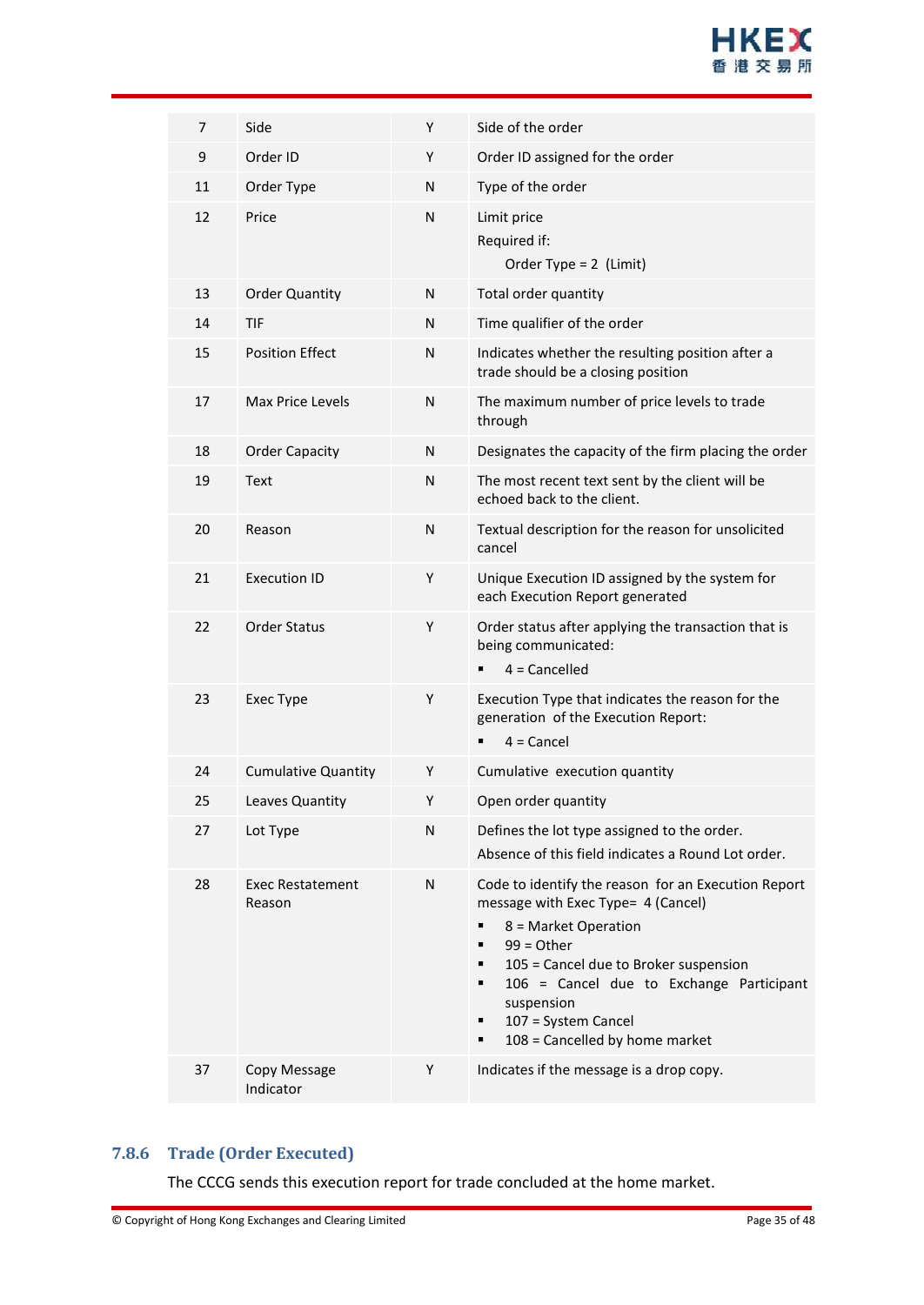| | | | |
|---|---|---|---|
| 7 | Side | Y | Side of the order |
| 9 | Order ID | Y | Order ID assigned for the order |
| 11 | Order Type | N | Type of the order |
| 12 | Price | N | Limit price<br>Required if:<br>Order Type = 2 (Limit) |
| 13 | Order Quantity | N | Total order quantity |
| 14 | TIF | N | Time qualifier of the order |
| 15 | Position Effect | N | Indicates whether the resulting position after a trade should be a closing position |
| 17 | Max Price Levels | N | The maximum number of price levels to trade through |
| 18 | Order Capacity | N | Designates the capacity of the firm placing the order |
| 19 | Text | N | The most recent text sent by the client will be echoed back to the client. |
| 20 | Reason | N | Textual description for the reason for unsolicited cancel |
| 21 | Execution ID | Y | Unique Execution ID assigned by the system for each Execution Report generated |
| 22 | Order Status | Y | Order status after applying the transaction that is being communicated:<br>▪ 4 = Cancelled |
| 23 | Exec Type | Y | Execution Type that indicates the reason for the generation of the Execution Report:<br>▪ 4 = Cancel |
| 24 | Cumulative Quantity | Y | Cumulative execution quantity |
| 25 | Leaves Quantity | Y | Open order quantity |
| 27 | Lot Type | N | Defines the lot type assigned to the order.<br>Absence of this field indicates a Round Lot order. |
| 28 | Exec Restatement Reason | N | Code to identify the reason for an Execution Report message with Exec Type= 4 (Cancel)<br>▪ 8 = Market Operation<br>▪ 99 = Other<br>▪ 105 = Cancel due to Broker suspension<br>▪ 106 = Cancel due to Exchange Participant suspension<br>▪ 107 = System Cancel<br>▪ 108 = Cancelled by home market |
| 37 | Copy Message Indicator | Y | Indicates if the message is a drop copy. |

### 7.8.6 Trade (Order Executed)

The CCCG sends this execution report for trade concluded at the home market.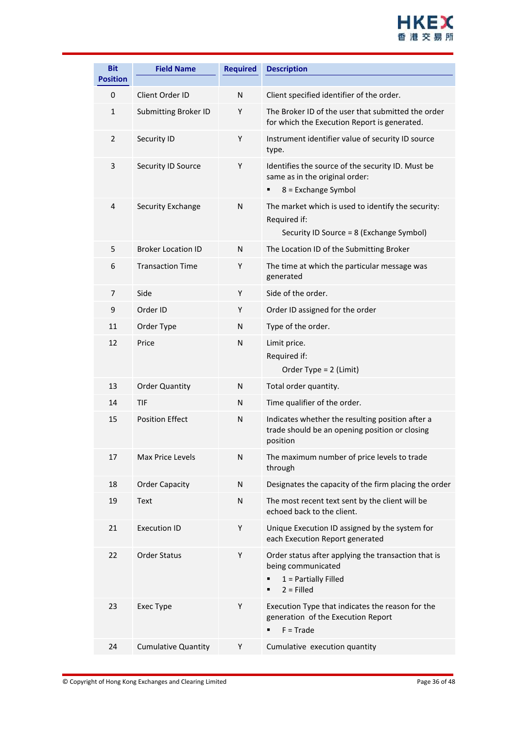| Bit Position | Field Name | Required | Description |
|---|---|---|---|
| 0 | Client Order ID | N | Client specified identifier of the order. |
| 1 | Submitting Broker ID | Y | The Broker ID of the user that submitted the order for which the Execution Report is generated. |
| 2 | Security ID | Y | Instrument identifier value of security ID source type. |
| 3 | Security ID Source | Y | Identifies the source of the security ID. Must be same as in the original order:<br>▪ 8 = Exchange Symbol |
| 4 | Security Exchange | N | The market which is used to identify the security:<br>Required if:<br>Security ID Source = 8 (Exchange Symbol) |
| 5 | Broker Location ID | N | The Location ID of the Submitting Broker |
| 6 | Transaction Time | Y | The time at which the particular message was generated |
| 7 | Side | Y | Side of the order. |
| 9 | Order ID | Y | Order ID assigned for the order |
| 11 | Order Type | N | Type of the order. |
| 12 | Price | N | Limit price.<br>Required if:<br>Order Type = 2 (Limit) |
| 13 | Order Quantity | N | Total order quantity. |
| 14 | TIF | N | Time qualifier of the order. |
| 15 | Position Effect | N | Indicates whether the resulting position after a trade should be an opening position or closing position |
| 17 | Max Price Levels | N | The maximum number of price levels to trade through |
| 18 | Order Capacity | N | Designates the capacity of the firm placing the order |
| 19 | Text | N | The most recent text sent by the client will be echoed back to the client. |
| 21 | Execution ID | Y | Unique Execution ID assigned by the system for each Execution Report generated |
| 22 | Order Status | Y | Order status after applying the transaction that is being communicated<br>▪ 1 = Partially Filled<br>▪ 2 = Filled |
| 23 | Exec Type | Y | Execution Type that indicates the reason for the generation of the Execution Report<br>▪ F = Trade |
| 24 | Cumulative Quantity | Y | Cumulative execution quantity |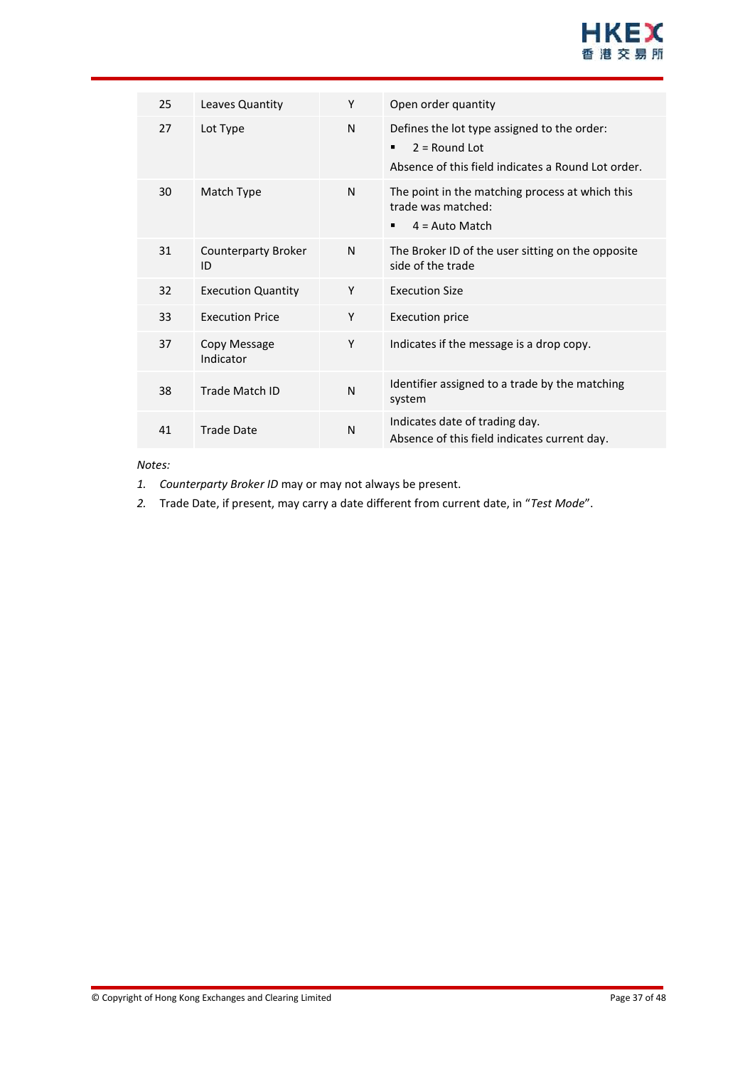| 25 | Leaves Quantity | Y | Open order quantity |
|---|---|---|---|
| 27 | Lot Type | N | Defines the lot type assigned to the order:<br>▪ 2 = Round Lot<br>Absence of this field indicates a Round Lot order. |
| 30 | Match Type | N | The point in the matching process at which this trade was matched:<br>▪ 4 = Auto Match |
| 31 | Counterparty Broker ID | N | The Broker ID of the user sitting on the opposite side of the trade |
| 32 | Execution Quantity | Y | Execution Size |
| 33 | Execution Price | Y | Execution price |
| 37 | Copy Message Indicator | Y | Indicates if the message is a drop copy. |
| 38 | Trade Match ID | N | Identifier assigned to a trade by the matching system |
| 41 | Trade Date | N | Indicates date of trading day.<br>Absence of this field indicates current day. |

*Notes:*

1. *Counterparty Broker ID* may or may not always be present.
2. Trade Date, if present, may carry a date different from current date, in "*Test Mode*".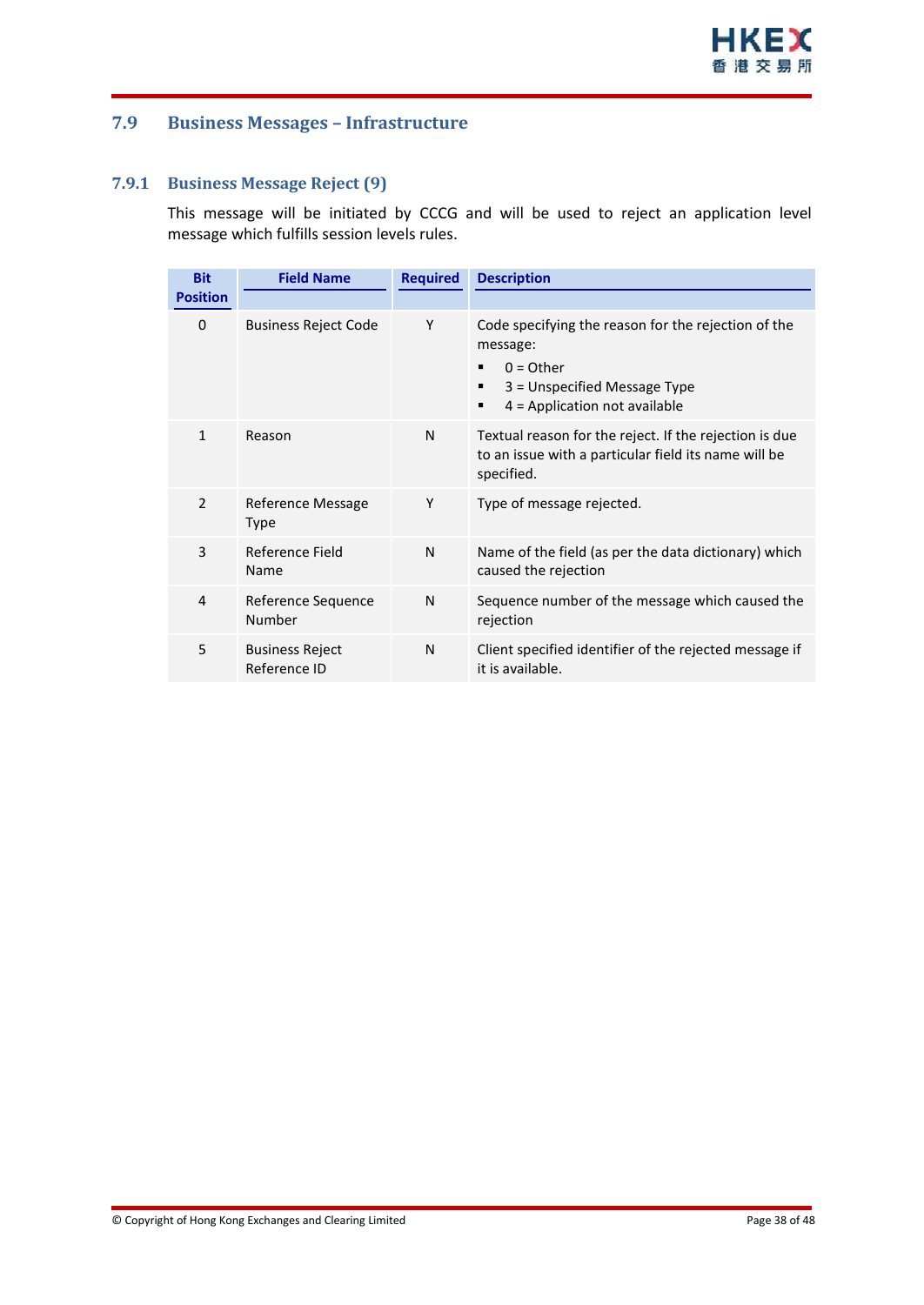## 7.9 Business Messages – Infrastructure

### 7.9.1 Business Message Reject (9)

This message will be initiated by CCCG and will be used to reject an application level message which fulfills session levels rules.

| Bit Position | Field Name | Required | Description |
|---|---|---|---|
| 0 | Business Reject Code | Y | Code specifying the reason for the rejection of the message:<br>▪ 0 = Other<br>▪ 3 = Unspecified Message Type<br>▪ 4 = Application not available |
| 1 | Reason | N | Textual reason for the reject. If the rejection is due to an issue with a particular field its name will be specified. |
| 2 | Reference Message Type | Y | Type of message rejected. |
| 3 | Reference Field Name | N | Name of the field (as per the data dictionary) which caused the rejection |
| 4 | Reference Sequence Number | N | Sequence number of the message which caused the rejection |
| 5 | Business Reject Reference ID | N | Client specified identifier of the rejected message if it is available. |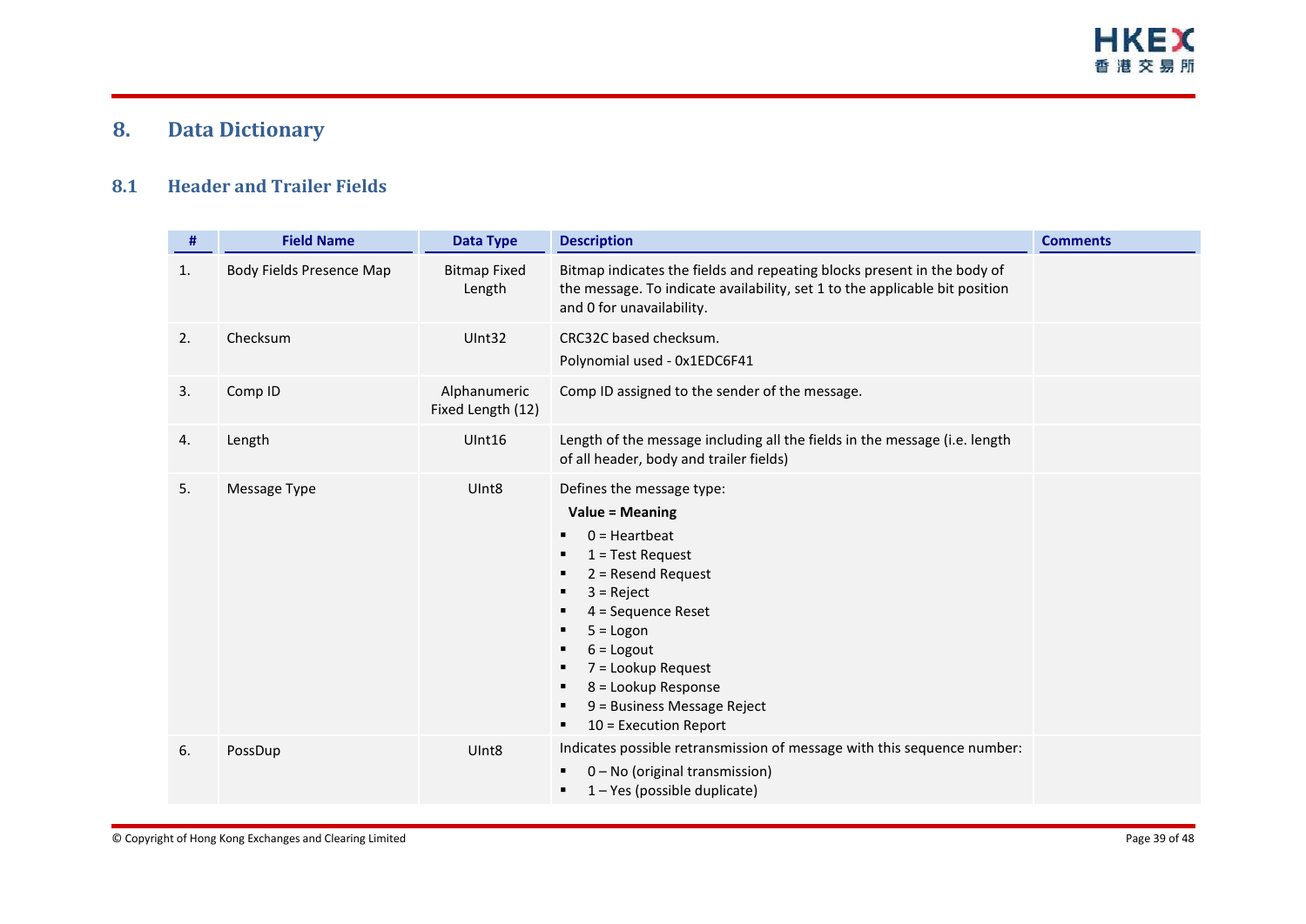# 8. Data Dictionary

## 8.1 Header and Trailer Fields

| # | Field Name | Data Type | Description | Comments |
|---|---|---|---|---|
| 1. | Body Fields Presence Map | Bitmap Fixed Length | Bitmap indicates the fields and repeating blocks present in the body of the message. To indicate availability, set 1 to the applicable bit position and 0 for unavailability. | |
| 2. | Checksum | UInt32 | CRC32C based checksum.<br>Polynomial used - 0x1EDC6F41 | |
| 3. | Comp ID | Alphanumeric Fixed Length (12) | Comp ID assigned to the sender of the message. | |
| 4. | Length | UInt16 | Length of the message including all the fields in the message (i.e. length of all header, body and trailer fields) | |
| 5. | Message Type | UInt8 | Defines the message type:<br>**Value = Meaning**<br>▪ 0 = Heartbeat<br>▪ 1 = Test Request<br>▪ 2 = Resend Request<br>▪ 3 = Reject<br>▪ 4 = Sequence Reset<br>▪ 5 = Logon<br>▪ 6 = Logout<br>▪ 7 = Lookup Request<br>▪ 8 = Lookup Response<br>▪ 9 = Business Message Reject<br>▪ 10 = Execution Report | |
| 6. | PossDup | UInt8 | Indicates possible retransmission of message with this sequence number:<br>▪ 0 – No (original transmission)<br>▪ 1 – Yes (possible duplicate) | |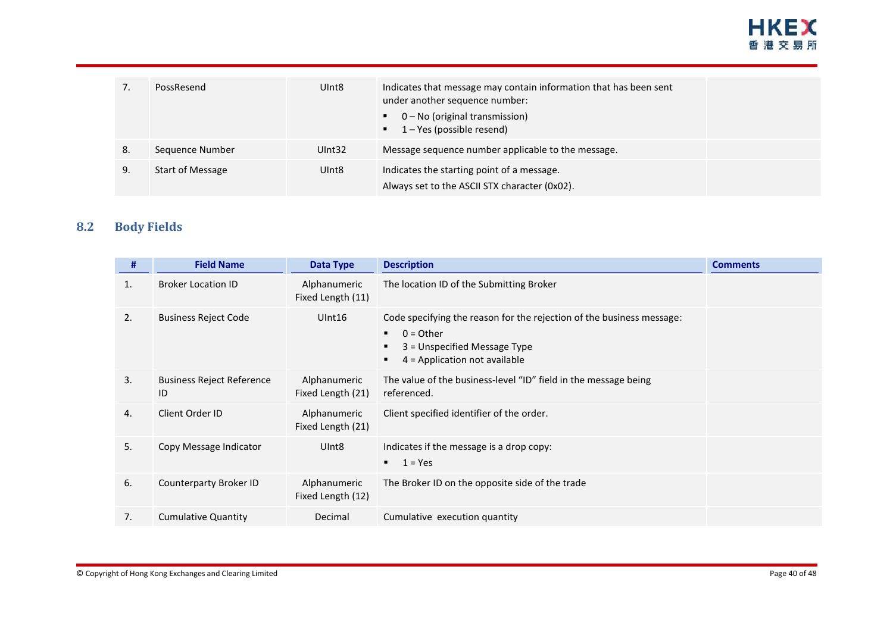| # | Field Name | Data Type | Description | Comments |
|---|---|---|---|---|
| 7. | PossResend | UInt8 | Indicates that message may contain information that has been sent under another sequence number:<br>▪ 0 – No (original transmission)<br>▪ 1 – Yes (possible resend) | |
| 8. | Sequence Number | UInt32 | Message sequence number applicable to the message. | |
| 9. | Start of Message | UInt8 | Indicates the starting point of a message.<br>Always set to the ASCII STX character (0x02). | |

## 8.2 Body Fields

| # | Field Name | Data Type | Description | Comments |
|---|---|---|---|---|
| 1. | Broker Location ID | Alphanumeric Fixed Length (11) | The location ID of the Submitting Broker | |
| 2. | Business Reject Code | UInt16 | Code specifying the reason for the rejection of the business message:<br>▪ 0 = Other<br>▪ 3 = Unspecified Message Type<br>▪ 4 = Application not available | |
| 3. | Business Reject Reference ID | Alphanumeric Fixed Length (21) | The value of the business-level “ID” field in the message being referenced. | |
| 4. | Client Order ID | Alphanumeric Fixed Length (21) | Client specified identifier of the order. | |
| 5. | Copy Message Indicator | UInt8 | Indicates if the message is a drop copy:<br>▪ 1 = Yes | |
| 6. | Counterparty Broker ID | Alphanumeric Fixed Length (12) | The Broker ID on the opposite side of the trade | |
| 7. | Cumulative Quantity | Decimal | Cumulative execution quantity | |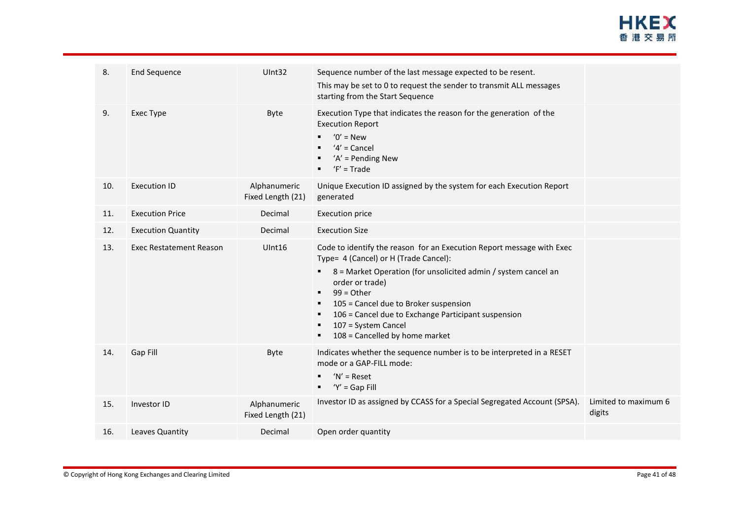| | | | | |
|---|---|---|---|---|
| 8. | End Sequence | UInt32 | Sequence number of the last message expected to be resent.<br>This may be set to 0 to request the sender to transmit ALL messages starting from the Start Sequence | |
| 9. | Exec Type | Byte | Execution Type that indicates the reason for the generation of the Execution Report<br>▪ '0' = New<br>▪ '4' = Cancel<br>▪ 'A' = Pending New<br>▪ 'F' = Trade | |
| 10. | Execution ID | Alphanumeric Fixed Length (21) | Unique Execution ID assigned by the system for each Execution Report generated | |
| 11. | Execution Price | Decimal | Execution price | |
| 12. | Execution Quantity | Decimal | Execution Size | |
| 13. | Exec Restatement Reason | UInt16 | Code to identify the reason for an Execution Report message with Exec Type= 4 (Cancel) or H (Trade Cancel):<br>▪ 8 = Market Operation (for unsolicited admin / system cancel an order or trade)<br>▪ 99 = Other<br>▪ 105 = Cancel due to Broker suspension<br>▪ 106 = Cancel due to Exchange Participant suspension<br>▪ 107 = System Cancel<br>▪ 108 = Cancelled by home market | |
| 14. | Gap Fill | Byte | Indicates whether the sequence number is to be interpreted in a RESET mode or a GAP-FILL mode:<br>▪ 'N' = Reset<br>▪ 'Y' = Gap Fill | |
| 15. | Investor ID | Alphanumeric Fixed Length (21) | Investor ID as assigned by CCASS for a Special Segregated Account (SPSA). | Limited to maximum 6 digits |
| 16. | Leaves Quantity | Decimal | Open order quantity | |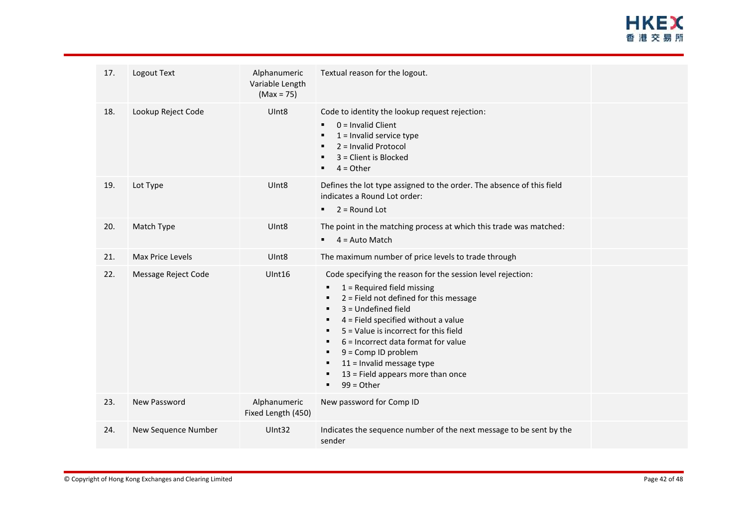| | | | | |
|---|---|---|---|---|
| 17. | Logout Text | Alphanumeric Variable Length (Max = 75) | Textual reason for the logout. | |
| 18. | Lookup Reject Code | UInt8 | Code to identity the lookup request rejection:<br>▪ 0 = Invalid Client<br>▪ 1 = Invalid service type<br>▪ 2 = Invalid Protocol<br>▪ 3 = Client is Blocked<br>▪ 4 = Other | |
| 19. | Lot Type | UInt8 | Defines the lot type assigned to the order. The absence of this field indicates a Round Lot order:<br>▪ 2 = Round Lot | |
| 20. | Match Type | UInt8 | The point in the matching process at which this trade was matched:<br>▪ 4 = Auto Match | |
| 21. | Max Price Levels | UInt8 | The maximum number of price levels to trade through | |
| 22. | Message Reject Code | UInt16 | Code specifying the reason for the session level rejection:<br>▪ 1 = Required field missing<br>▪ 2 = Field not defined for this message<br>▪ 3 = Undefined field<br>▪ 4 = Field specified without a value<br>▪ 5 = Value is incorrect for this field<br>▪ 6 = Incorrect data format for value<br>▪ 9 = Comp ID problem<br>▪ 11 = Invalid message type<br>▪ 13 = Field appears more than once<br>▪ 99 = Other | |
| 23. | New Password | Alphanumeric Fixed Length (450) | New password for Comp ID | |
| 24. | New Sequence Number | UInt32 | Indicates the sequence number of the next message to be sent by the sender | |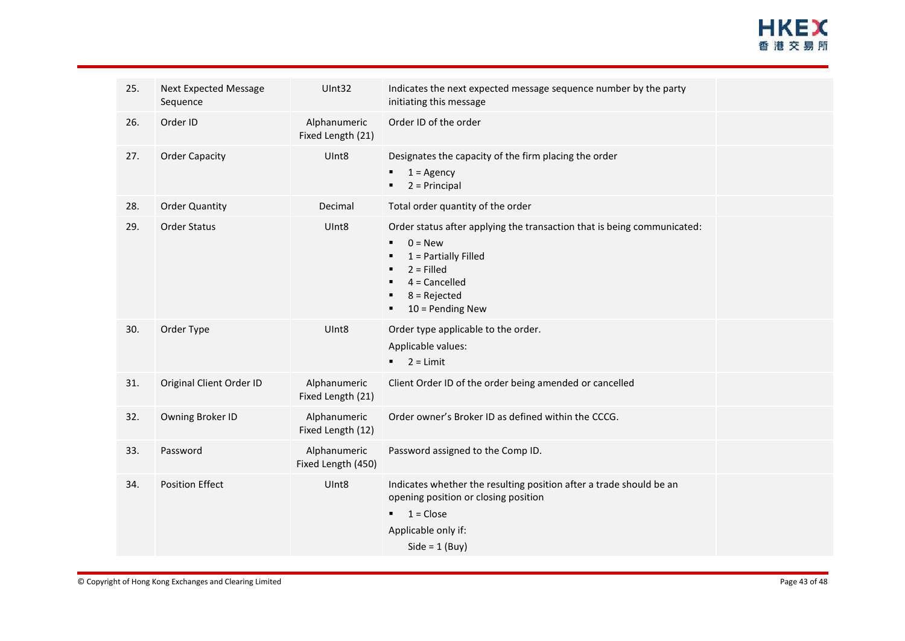| | | | | |
|---|---|---|---|---|
| 25. | Next Expected Message Sequence | UInt32 | Indicates the next expected message sequence number by the party initiating this message | |
| 26. | Order ID | Alphanumeric Fixed Length (21) | Order ID of the order | |
| 27. | Order Capacity | UInt8 | Designates the capacity of the firm placing the order<br>▪ 1 = Agency<br>▪ 2 = Principal | |
| 28. | Order Quantity | Decimal | Total order quantity of the order | |
| 29. | Order Status | UInt8 | Order status after applying the transaction that is being communicated:<br>▪ 0 = New<br>▪ 1 = Partially Filled<br>▪ 2 = Filled<br>▪ 4 = Cancelled<br>▪ 8 = Rejected<br>▪ 10 = Pending New | |
| 30. | Order Type | UInt8 | Order type applicable to the order.<br>Applicable values:<br>▪ 2 = Limit | |
| 31. | Original Client Order ID | Alphanumeric Fixed Length (21) | Client Order ID of the order being amended or cancelled | |
| 32. | Owning Broker ID | Alphanumeric Fixed Length (12) | Order owner's Broker ID as defined within the CCCG. | |
| 33. | Password | Alphanumeric Fixed Length (450) | Password assigned to the Comp ID. | |
| 34. | Position Effect | UInt8 | Indicates whether the resulting position after a trade should be an opening position or closing position<br>▪ 1 = Close<br>Applicable only if:<br>Side = 1 (Buy) | |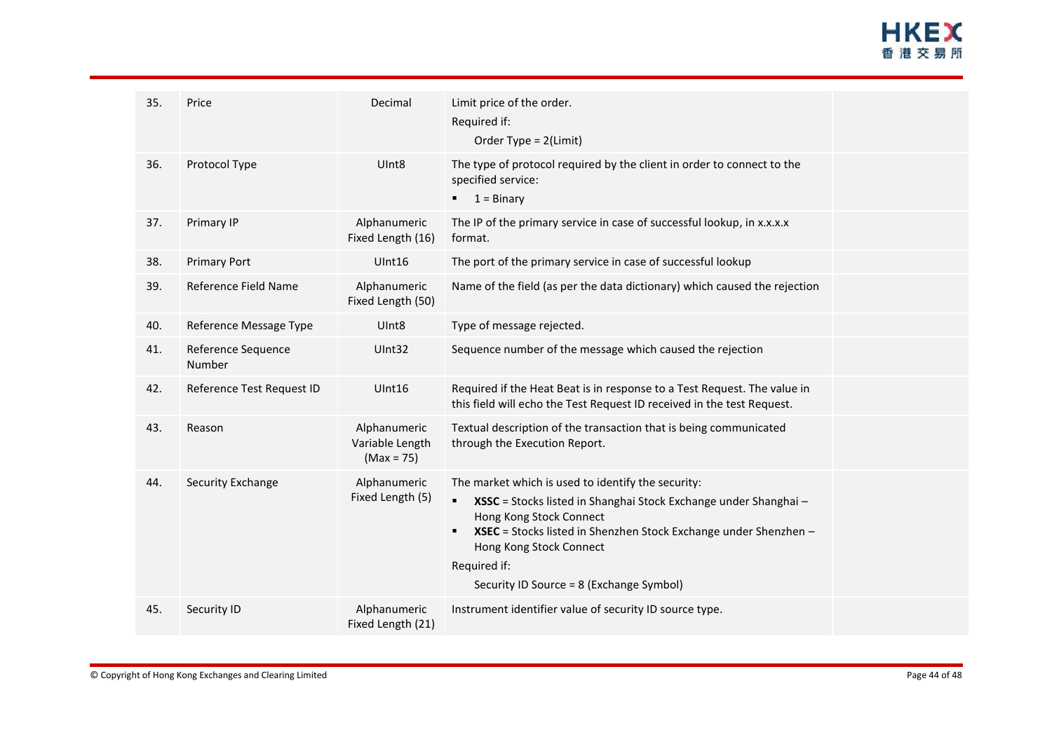| | | | | |
|---|---|---|---|---|
| 35. | Price | Decimal | Limit price of the order.<br>Required if:<br>Order Type = 2(Limit) | |
| 36. | Protocol Type | UInt8 | The type of protocol required by the client in order to connect to the specified service:<br>▪ 1 = Binary | |
| 37. | Primary IP | Alphanumeric Fixed Length (16) | The IP of the primary service in case of successful lookup, in x.x.x.x format. | |
| 38. | Primary Port | UInt16 | The port of the primary service in case of successful lookup | |
| 39. | Reference Field Name | Alphanumeric Fixed Length (50) | Name of the field (as per the data dictionary) which caused the rejection | |
| 40. | Reference Message Type | UInt8 | Type of message rejected. | |
| 41. | Reference Sequence Number | UInt32 | Sequence number of the message which caused the rejection | |
| 42. | Reference Test Request ID | UInt16 | Required if the Heat Beat is in response to a Test Request. The value in this field will echo the Test Request ID received in the test Request. | |
| 43. | Reason | Alphanumeric Variable Length (Max = 75) | Textual description of the transaction that is being communicated through the Execution Report. | |
| 44. | Security Exchange | Alphanumeric Fixed Length (5) | The market which is used to identify the security:<br>▪ **XSSC** = Stocks listed in Shanghai Stock Exchange under Shanghai – Hong Kong Stock Connect<br>▪ **XSEC** = Stocks listed in Shenzhen Stock Exchange under Shenzhen – Hong Kong Stock Connect<br>Required if:<br>Security ID Source = 8 (Exchange Symbol) | |
| 45. | Security ID | Alphanumeric Fixed Length (21) | Instrument identifier value of security ID source type. | |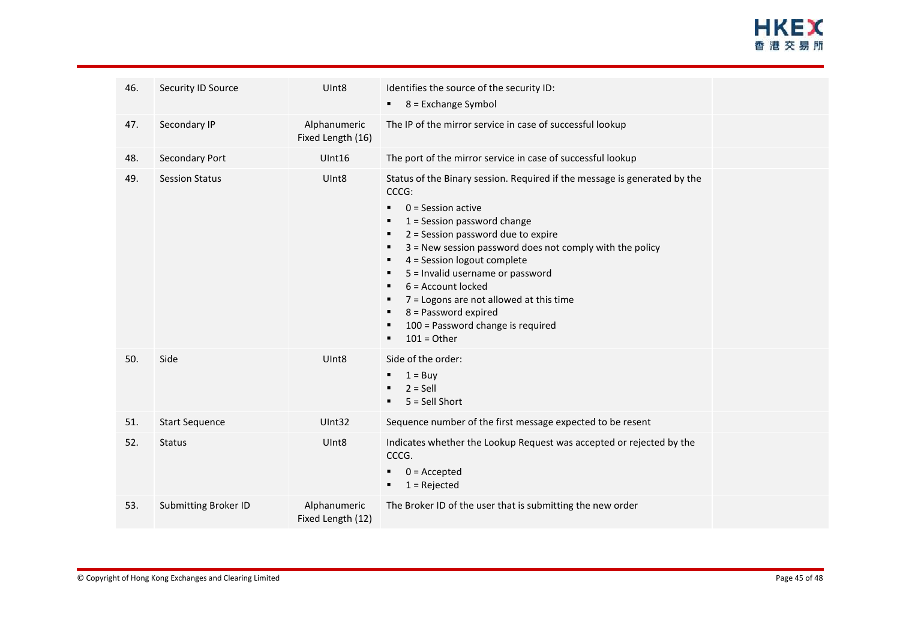| | | | | |
|---|---|---|---|---|
| 46. | Security ID Source | UInt8 | Identifies the source of the security ID:<br>▪ 8 = Exchange Symbol | |
| 47. | Secondary IP | Alphanumeric Fixed Length (16) | The IP of the mirror service in case of successful lookup | |
| 48. | Secondary Port | UInt16 | The port of the mirror service in case of successful lookup | |
| 49. | Session Status | UInt8 | Status of the Binary session. Required if the message is generated by the CCCG:<br>▪ 0 = Session active<br>▪ 1 = Session password change<br>▪ 2 = Session password due to expire<br>▪ 3 = New session password does not comply with the policy<br>▪ 4 = Session logout complete<br>▪ 5 = Invalid username or password<br>▪ 6 = Account locked<br>▪ 7 = Logons are not allowed at this time<br>▪ 8 = Password expired<br>▪ 100 = Password change is required<br>▪ 101 = Other | |
| 50. | Side | UInt8 | Side of the order:<br>▪ 1 = Buy<br>▪ 2 = Sell<br>▪ 5 = Sell Short | |
| 51. | Start Sequence | UInt32 | Sequence number of the first message expected to be resent | |
| 52. | Status | UInt8 | Indicates whether the Lookup Request was accepted or rejected by the CCCG.<br>▪ 0 = Accepted<br>▪ 1 = Rejected | |
| 53. | Submitting Broker ID | Alphanumeric Fixed Length (12) | The Broker ID of the user that is submitting the new order | |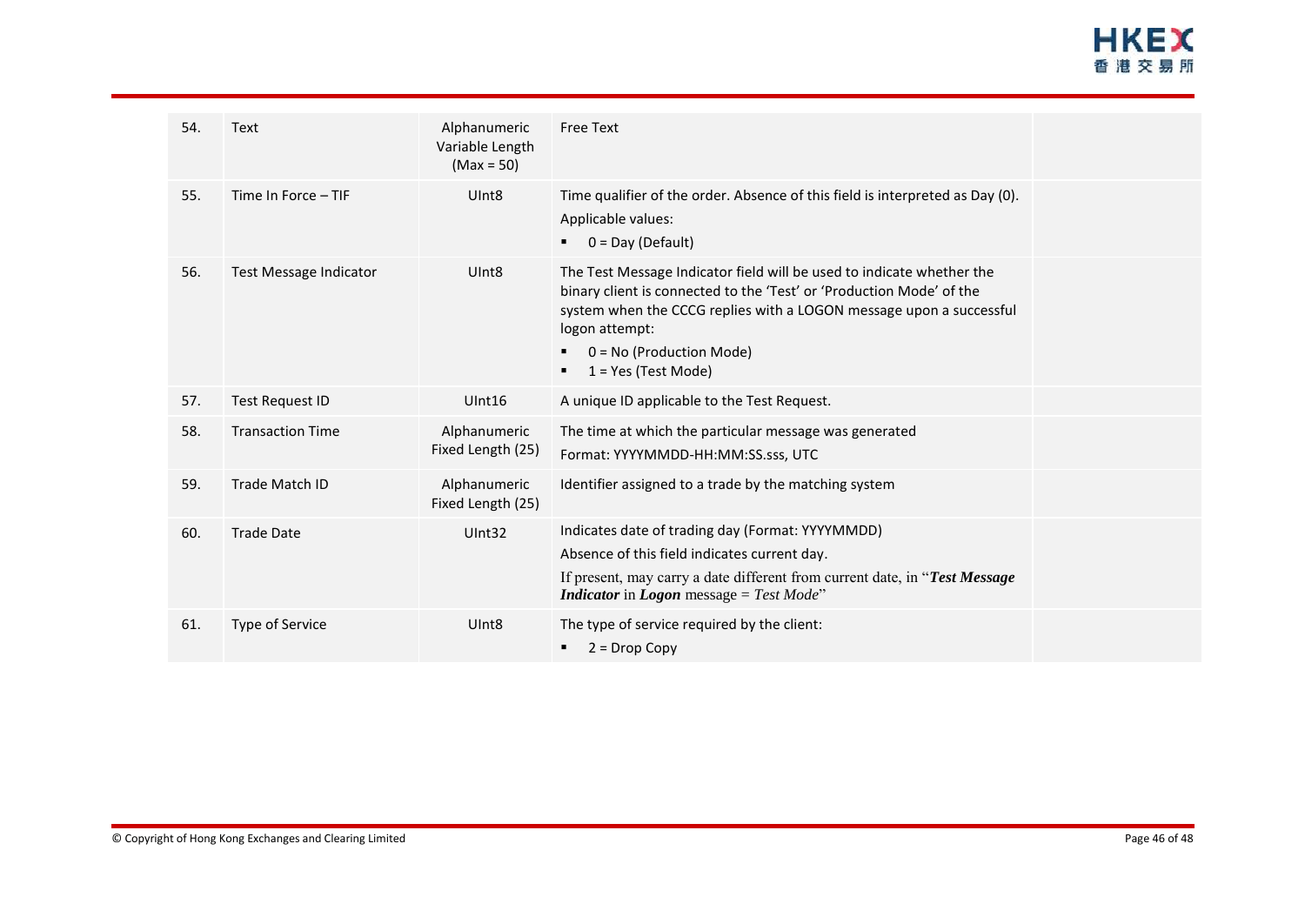| 54. | Text | Alphanumeric Variable Length (Max = 50) | Free Text | |
|---|---|---|---|---|
| 55. | Time In Force – TIF | UInt8 | Time qualifier of the order. Absence of this field is interpreted as Day (0).<br>Applicable values:<br>▪ 0 = Day (Default) | |
| 56. | Test Message Indicator | UInt8 | The Test Message Indicator field will be used to indicate whether the binary client is connected to the 'Test' or 'Production Mode' of the system when the CCCG replies with a LOGON message upon a successful logon attempt:<br>▪ 0 = No (Production Mode)<br>▪ 1 = Yes (Test Mode) | |
| 57. | Test Request ID | UInt16 | A unique ID applicable to the Test Request. | |
| 58. | Transaction Time | Alphanumeric Fixed Length (25) | The time at which the particular message was generated<br>Format: YYYYMMDD-HH:MM:SS.sss, UTC | |
| 59. | Trade Match ID | Alphanumeric Fixed Length (25) | Identifier assigned to a trade by the matching system | |
| 60. | Trade Date | UInt32 | Indicates date of trading day (Format: YYYYMMDD)<br>Absence of this field indicates current day.<br>If present, may carry a date different from current date, in "***Test Message Indicator*** in ***Logon*** message = *Test Mode*" | |
| 61. | Type of Service | UInt8 | The type of service required by the client:<br>▪ 2 = Drop Copy | |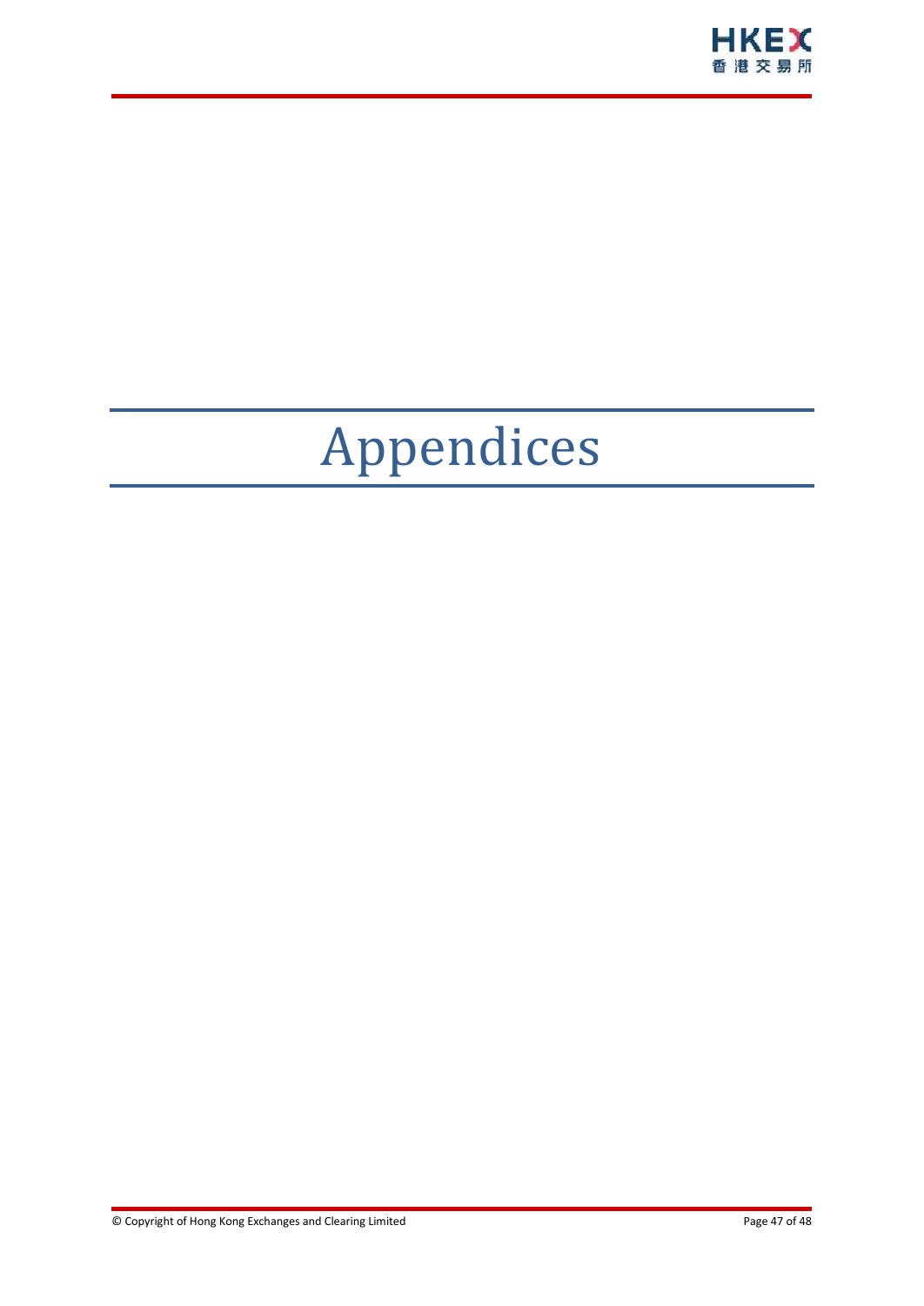# Appendices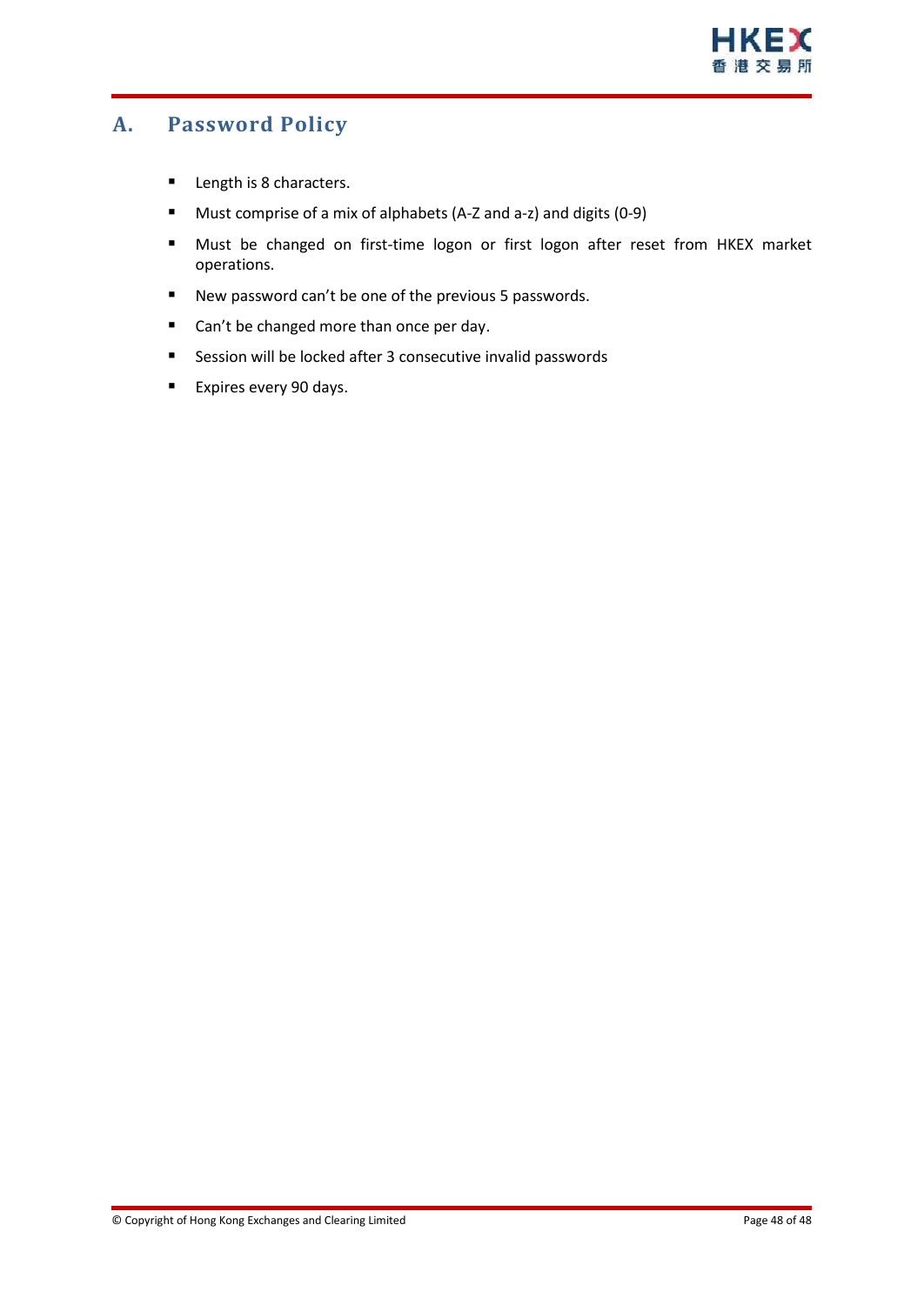# A. Password Policy

- Length is 8 characters.
- Must comprise of a mix of alphabets (A-Z and a-z) and digits (0-9)
- Must be changed on first-time logon or first logon after reset from HKEX market operations.
- New password can't be one of the previous 5 passwords.
- Can't be changed more than once per day.
- Session will be locked after 3 consecutive invalid passwords
- Expires every 90 days.